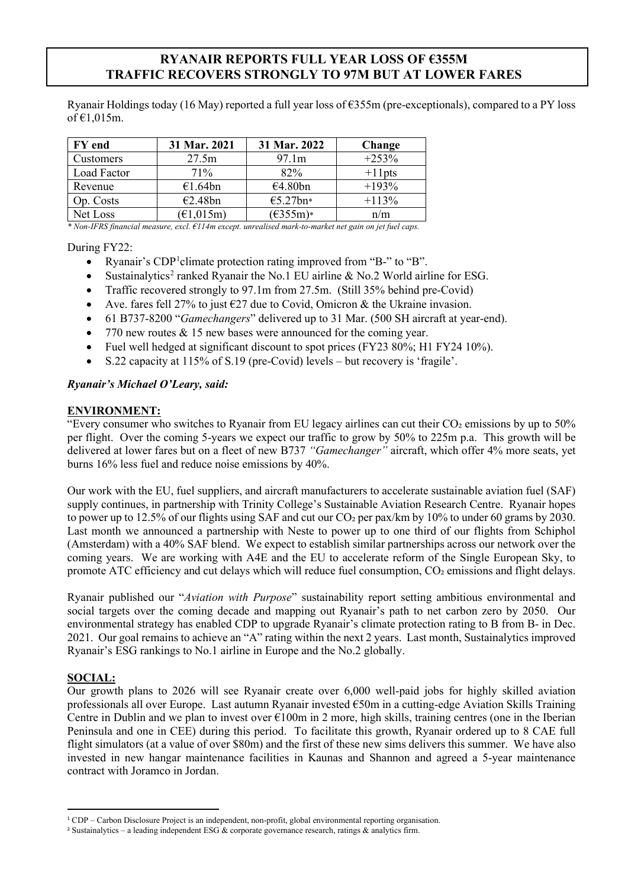# RYANAIR REPORTS FULL YEAR LOSS OF €355M
# TRAFFIC RECOVERS STRONGLY TO 97M BUT AT LOWER FARES

Ryanair Holdings today (16 May) reported a full year loss of €355m (pre-exceptionals), compared to a PY loss of €1,015m.

| FY end | 31 Mar. 2021 | 31 Mar. 2022 | Change |
|---|---|---|---|
| Customers | 27.5m | 97.1m | +253% |
| Load Factor | 71% | 82% | +11pts |
| Revenue | €1.64bn | €4.80bn | +193% |
| Op. Costs | €2.48bn | €5.27bn* | +113% |
| Net Loss | (€1,015m) | (€355m)* | n/m |

*\* Non-IFRS financial measure, excl. €114m except. unrealised mark-to-market net gain on jet fuel caps.*

During FY22:

- Ryanair's CDP[1] climate protection rating improved from "B-" to "B".
- Sustainalytics[2] ranked Ryanair the No.1 EU airline & No.2 World airline for ESG.
- Traffic recovered strongly to 97.1m from 27.5m. (Still 35% behind pre-Covid)
- Ave. fares fell 27% to just €27 due to Covid, Omicron & the Ukraine invasion.
- 61 B737-8200 "*Gamechangers*" delivered up to 31 Mar. (500 SH aircraft at year-end).
- 770 new routes & 15 new bases were announced for the coming year.
- Fuel well hedged at significant discount to spot prices (FY23 80%; H1 FY24 10%).
- S.22 capacity at 115% of S.19 (pre-Covid) levels – but recovery is 'fragile'.

***Ryanair's Michael O'Leary, said:***

**ENVIRONMENT:**

"Every consumer who switches to Ryanair from EU legacy airlines can cut their $CO_2$ emissions by up to 50% per flight. Over the coming 5-years we expect our traffic to grow by 50% to 225m p.a. This growth will be delivered at lower fares but on a fleet of new B737 *"Gamechanger"* aircraft, which offer 4% more seats, yet burns 16% less fuel and reduce noise emissions by 40%.

Our work with the EU, fuel suppliers, and aircraft manufacturers to accelerate sustainable aviation fuel (SAF) supply continues, in partnership with Trinity College's Sustainable Aviation Research Centre. Ryanair hopes to power up to 12.5% of our flights using SAF and cut our $CO_2$ per pax/km by 10% to under 60 grams by 2030. Last month we announced a partnership with Neste to power up to one third of our flights from Schiphol (Amsterdam) with a 40% SAF blend. We expect to establish similar partnerships across our network over the coming years. We are working with A4E and the EU to accelerate reform of the Single European Sky, to promote ATC efficiency and cut delays which will reduce fuel consumption, $CO_2$ emissions and flight delays.

Ryanair published our "*Aviation with Purpose*" sustainability report setting ambitious environmental and social targets over the coming decade and mapping out Ryanair's path to net carbon zero by 2050. Our environmental strategy has enabled CDP to upgrade Ryanair's climate protection rating to B from B- in Dec. 2021. Our goal remains to achieve an "A" rating within the next 2 years. Last month, Sustainalytics improved Ryanair's ESG rankings to No.1 airline in Europe and the No.2 globally.

**SOCIAL:**

Our growth plans to 2026 will see Ryanair create over 6,000 well-paid jobs for highly skilled aviation professionals all over Europe. Last autumn Ryanair invested €50m in a cutting-edge Aviation Skills Training Centre in Dublin and we plan to invest over €100m in 2 more, high skills, training centres (one in the Iberian Peninsula and one in CEE) during this period. To facilitate this growth, Ryanair ordered up to 8 CAE full flight simulators (at a value of over $80m) and the first of these new sims delivers this summer. We have also invested in new hangar maintenance facilities in Kaunas and Shannon and agreed a 5-year maintenance contract with Joramco in Jordan.

---

[1] CDP – Carbon Disclosure Project is an independent, non-profit, global environmental reporting organisation.

[2] Sustainalytics – a leading independent ESG & corporate governance research, ratings & analytics firm.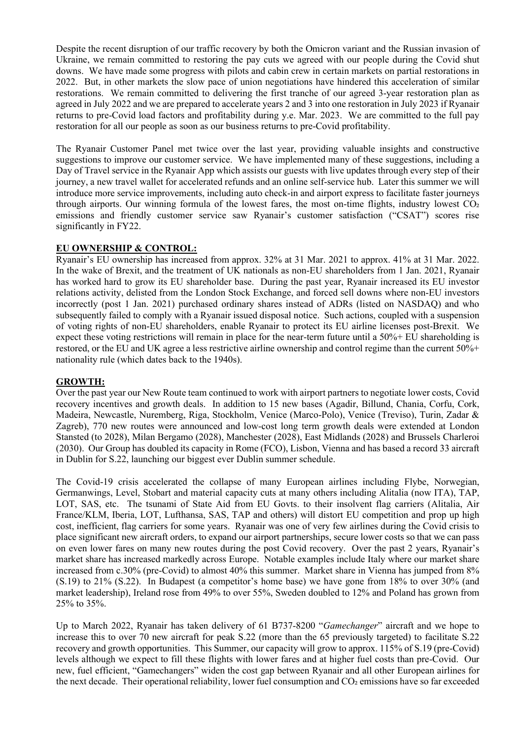Despite the recent disruption of our traffic recovery by both the Omicron variant and the Russian invasion of Ukraine, we remain committed to restoring the pay cuts we agreed with our people during the Covid shut downs. We have made some progress with pilots and cabin crew in certain markets on partial restorations in 2022. But, in other markets the slow pace of union negotiations have hindered this acceleration of similar restorations. We remain committed to delivering the first tranche of our agreed 3-year restoration plan as agreed in July 2022 and we are prepared to accelerate years 2 and 3 into one restoration in July 2023 if Ryanair returns to pre-Covid load factors and profitability during y.e. Mar. 2023. We are committed to the full pay restoration for all our people as soon as our business returns to pre-Covid profitability.

The Ryanair Customer Panel met twice over the last year, providing valuable insights and constructive suggestions to improve our customer service. We have implemented many of these suggestions, including a Day of Travel service in the Ryanair App which assists our guests with live updates through every step of their journey, a new travel wallet for accelerated refunds and an online self-service hub. Later this summer we will introduce more service improvements, including auto check-in and airport express to facilitate faster journeys through airports. Our winning formula of the lowest fares, the most on-time flights, industry lowest $CO_2$ emissions and friendly customer service saw Ryanair's customer satisfaction ("CSAT") scores rise significantly in FY22.

**EU OWNERSHIP & CONTROL:**

Ryanair's EU ownership has increased from approx. 32% at 31 Mar. 2021 to approx. 41% at 31 Mar. 2022. In the wake of Brexit, and the treatment of UK nationals as non-EU shareholders from 1 Jan. 2021, Ryanair has worked hard to grow its EU shareholder base. During the past year, Ryanair increased its EU investor relations activity, delisted from the London Stock Exchange, and forced sell downs where non-EU investors incorrectly (post 1 Jan. 2021) purchased ordinary shares instead of ADRs (listed on NASDAQ) and who subsequently failed to comply with a Ryanair issued disposal notice. Such actions, coupled with a suspension of voting rights of non-EU shareholders, enable Ryanair to protect its EU airline licenses post-Brexit. We expect these voting restrictions will remain in place for the near-term future until a 50%+ EU shareholding is restored, or the EU and UK agree a less restrictive airline ownership and control regime than the current 50%+ nationality rule (which dates back to the 1940s).

**GROWTH:**

Over the past year our New Route team continued to work with airport partners to negotiate lower costs, Covid recovery incentives and growth deals. In addition to 15 new bases (Agadir, Billund, Chania, Corfu, Cork, Madeira, Newcastle, Nuremberg, Riga, Stockholm, Venice (Marco-Polo), Venice (Treviso), Turin, Zadar & Zagreb), 770 new routes were announced and low-cost long term growth deals were extended at London Stansted (to 2028), Milan Bergamo (2028), Manchester (2028), East Midlands (2028) and Brussels Charleroi (2030). Our Group has doubled its capacity in Rome (FCO), Lisbon, Vienna and has based a record 33 aircraft in Dublin for S.22, launching our biggest ever Dublin summer schedule.

The Covid-19 crisis accelerated the collapse of many European airlines including Flybe, Norwegian, Germanwings, Level, Stobart and material capacity cuts at many others including Alitalia (now ITA), TAP, LOT, SAS, etc. The tsunami of State Aid from EU Govts. to their insolvent flag carriers (Alitalia, Air France/KLM, Iberia, LOT, Lufthansa, SAS, TAP and others) will distort EU competition and prop up high cost, inefficient, flag carriers for some years. Ryanair was one of very few airlines during the Covid crisis to place significant new aircraft orders, to expand our airport partnerships, secure lower costs so that we can pass on even lower fares on many new routes during the post Covid recovery. Over the past 2 years, Ryanair's market share has increased markedly across Europe. Notable examples include Italy where our market share increased from c.30% (pre-Covid) to almost 40% this summer. Market share in Vienna has jumped from 8% (S.19) to 21% (S.22). In Budapest (a competitor's home base) we have gone from 18% to over 30% (and market leadership), Ireland rose from 49% to over 55%, Sweden doubled to 12% and Poland has grown from 25% to 35%.

Up to March 2022, Ryanair has taken delivery of 61 B737-8200 "*Gamechanger*" aircraft and we hope to increase this to over 70 new aircraft for peak S.22 (more than the 65 previously targeted) to facilitate S.22 recovery and growth opportunities. This Summer, our capacity will grow to approx. 115% of S.19 (pre-Covid) levels although we expect to fill these flights with lower fares and at higher fuel costs than pre-Covid. Our new, fuel efficient, "Gamechangers" widen the cost gap between Ryanair and all other European airlines for the next decade. Their operational reliability, lower fuel consumption and $CO_2$ emissions have so far exceeded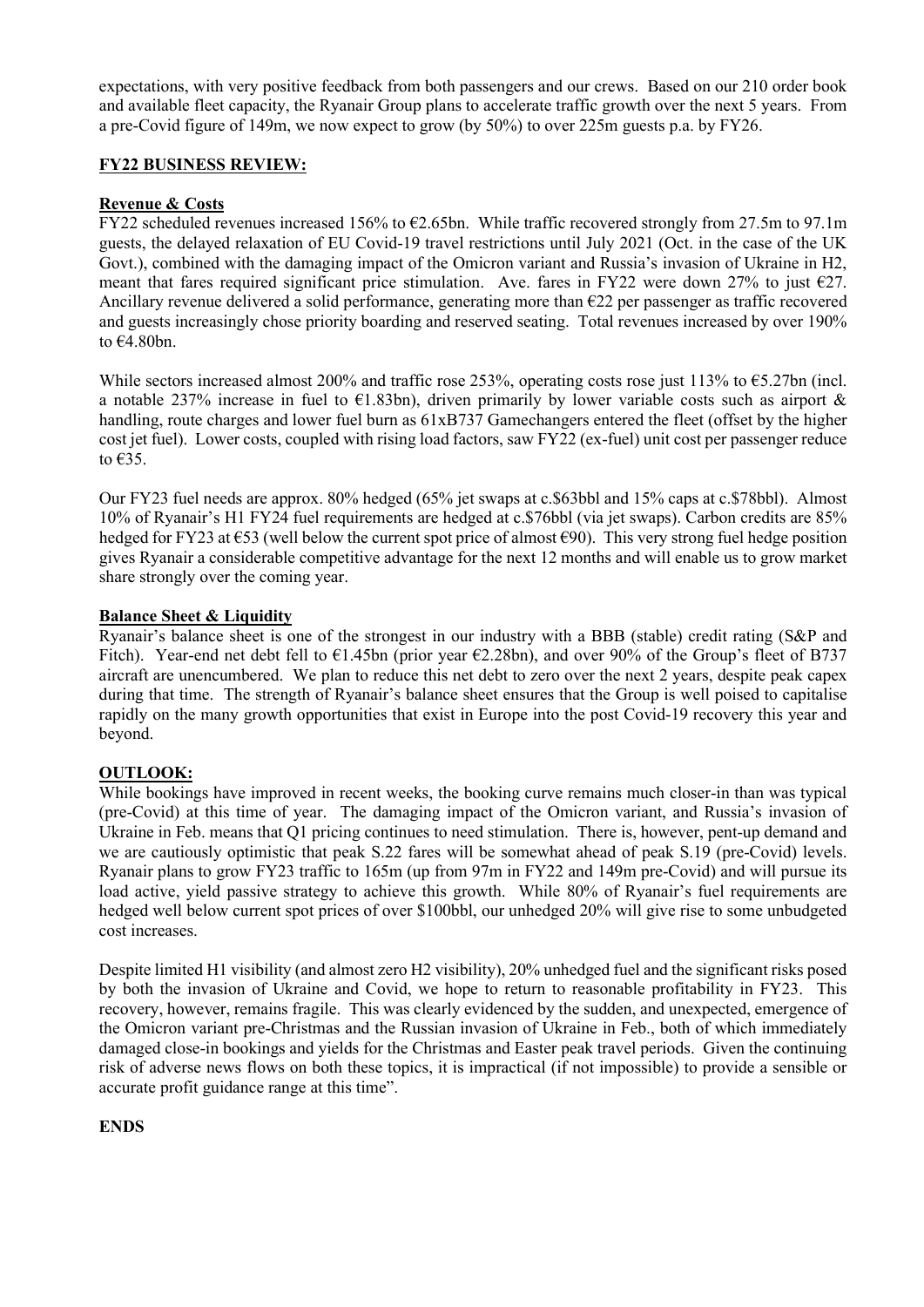expectations, with very positive feedback from both passengers and our crews. Based on our 210 order book and available fleet capacity, the Ryanair Group plans to accelerate traffic growth over the next 5 years. From a pre-Covid figure of 149m, we now expect to grow (by 50%) to over 225m guests p.a. by FY26.

## FY22 BUSINESS REVIEW:

### Revenue & Costs

FY22 scheduled revenues increased 156% to €2.65bn. While traffic recovered strongly from 27.5m to 97.1m guests, the delayed relaxation of EU Covid-19 travel restrictions until July 2021 (Oct. in the case of the UK Govt.), combined with the damaging impact of the Omicron variant and Russia's invasion of Ukraine in H2, meant that fares required significant price stimulation. Ave. fares in FY22 were down 27% to just €27. Ancillary revenue delivered a solid performance, generating more than €22 per passenger as traffic recovered and guests increasingly chose priority boarding and reserved seating. Total revenues increased by over 190% to €4.80bn.

While sectors increased almost 200% and traffic rose 253%, operating costs rose just 113% to €5.27bn (incl. a notable 237% increase in fuel to €1.83bn), driven primarily by lower variable costs such as airport & handling, route charges and lower fuel burn as 61xB737 Gamechangers entered the fleet (offset by the higher cost jet fuel). Lower costs, coupled with rising load factors, saw FY22 (ex-fuel) unit cost per passenger reduce to €35.

Our FY23 fuel needs are approx. 80% hedged (65% jet swaps at c.$63bbl and 15% caps at c.$78bbl). Almost 10% of Ryanair's H1 FY24 fuel requirements are hedged at c.$76bbl (via jet swaps). Carbon credits are 85% hedged for FY23 at €53 (well below the current spot price of almost €90). This very strong fuel hedge position gives Ryanair a considerable competitive advantage for the next 12 months and will enable us to grow market share strongly over the coming year.

### Balance Sheet & Liquidity

Ryanair's balance sheet is one of the strongest in our industry with a BBB (stable) credit rating (S&P and Fitch). Year-end net debt fell to €1.45bn (prior year €2.28bn), and over 90% of the Group's fleet of B737 aircraft are unencumbered. We plan to reduce this net debt to zero over the next 2 years, despite peak capex during that time. The strength of Ryanair's balance sheet ensures that the Group is well poised to capitalise rapidly on the many growth opportunities that exist in Europe into the post Covid-19 recovery this year and beyond.

## OUTLOOK:

While bookings have improved in recent weeks, the booking curve remains much closer-in than was typical (pre-Covid) at this time of year. The damaging impact of the Omicron variant, and Russia's invasion of Ukraine in Feb. means that Q1 pricing continues to need stimulation. There is, however, pent-up demand and we are cautiously optimistic that peak S.22 fares will be somewhat ahead of peak S.19 (pre-Covid) levels. Ryanair plans to grow FY23 traffic to 165m (up from 97m in FY22 and 149m pre-Covid) and will pursue its load active, yield passive strategy to achieve this growth. While 80% of Ryanair's fuel requirements are hedged well below current spot prices of over $100bbl, our unhedged 20% will give rise to some unbudgeted cost increases.

Despite limited H1 visibility (and almost zero H2 visibility), 20% unhedged fuel and the significant risks posed by both the invasion of Ukraine and Covid, we hope to return to reasonable profitability in FY23. This recovery, however, remains fragile. This was clearly evidenced by the sudden, and unexpected, emergence of the Omicron variant pre-Christmas and the Russian invasion of Ukraine in Feb., both of which immediately damaged close-in bookings and yields for the Christmas and Easter peak travel periods. Given the continuing risk of adverse news flows on both these topics, it is impractical (if not impossible) to provide a sensible or accurate profit guidance range at this time".

**ENDS**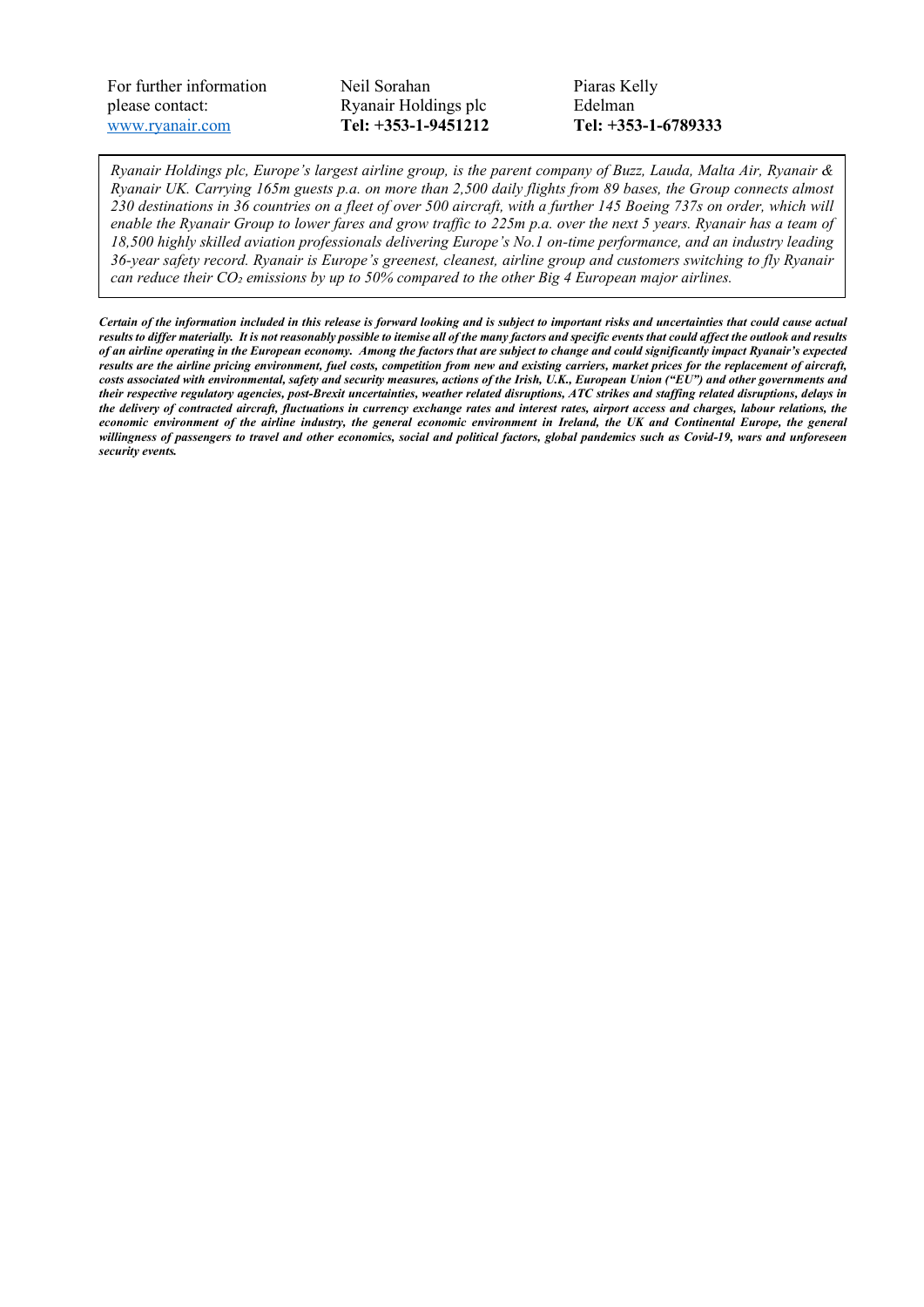| For further information please contact: [www.ryanair.com](http://www.ryanair.com) | Neil Sorahan Ryanair Holdings plc **Tel: +353-1-9451212** | Piaras Kelly Edelman **Tel: +353-1-6789333** |
|---|---|---|

*Ryanair Holdings plc, Europe's largest airline group, is the parent company of Buzz, Lauda, Malta Air, Ryanair & Ryanair UK. Carrying 165m guests p.a. on more than 2,500 daily flights from 89 bases, the Group connects almost 230 destinations in 36 countries on a fleet of over 500 aircraft, with a further 145 Boeing 737s on order, which will enable the Ryanair Group to lower fares and grow traffic to 225m p.a. over the next 5 years. Ryanair has a team of 18,500 highly skilled aviation professionals delivering Europe's No.1 on-time performance, and an industry leading 36-year safety record. Ryanair is Europe's greenest, cleanest, airline group and customers switching to fly Ryanair can reduce their $CO_2$ emissions by up to 50% compared to the other Big 4 European major airlines.*

***Certain of the information included in this release is forward looking and is subject to important risks and uncertainties that could cause actual results to differ materially. It is not reasonably possible to itemise all of the many factors and specific events that could affect the outlook and results of an airline operating in the European economy. Among the factors that are subject to change and could significantly impact Ryanair's expected results are the airline pricing environment, fuel costs, competition from new and existing carriers, market prices for the replacement of aircraft, costs associated with environmental, safety and security measures, actions of the Irish, U.K., European Union ("EU") and other governments and their respective regulatory agencies, post-Brexit uncertainties, weather related disruptions, ATC strikes and staffing related disruptions, delays in the delivery of contracted aircraft, fluctuations in currency exchange rates and interest rates, airport access and charges, labour relations, the economic environment of the airline industry, the general economic environment in Ireland, the UK and Continental Europe, the general willingness of passengers to travel and other economics, social and political factors, global pandemics such as Covid-19, wars and unforeseen security events.***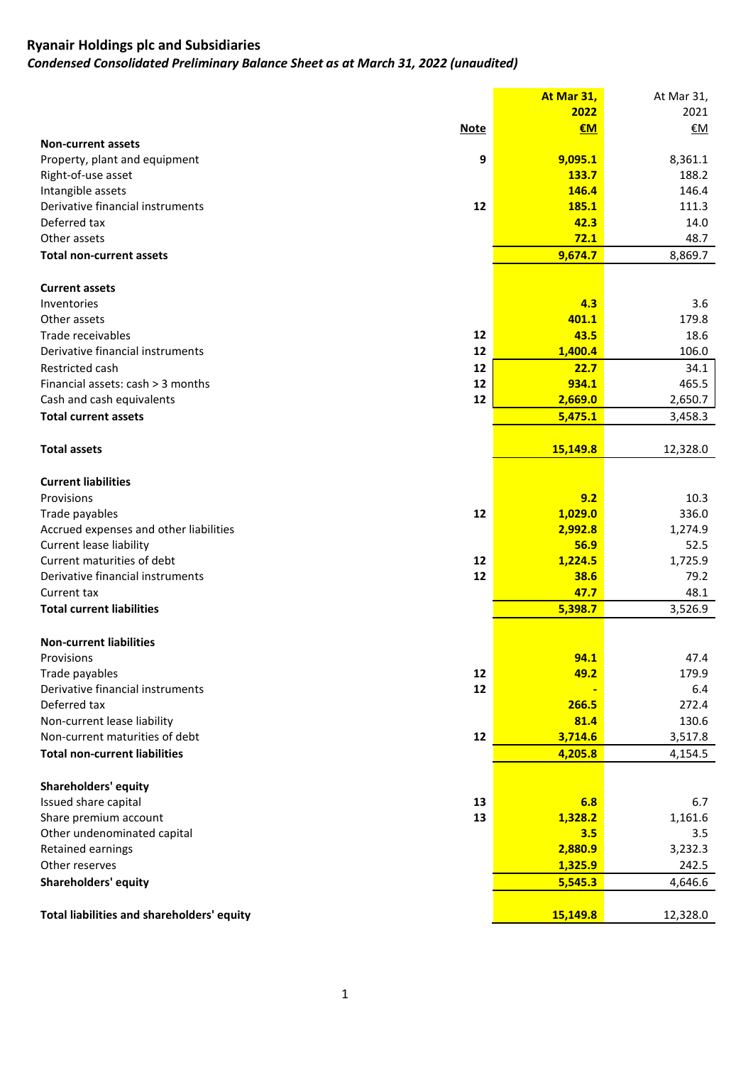## Ryanair Holdings plc and Subsidiaries

### *Condensed Consolidated Preliminary Balance Sheet as at March 31, 2022 (unaudited)*

| | Note | At Mar 31, 2022 €M | At Mar 31, 2021 €M |
|---|---|---|---|
| **Non-current assets** | | | |
| Property, plant and equipment | 9 | 9,095.1 | 8,361.1 |
| Right-of-use asset | | 133.7 | 188.2 |
| Intangible assets | | 146.4 | 146.4 |
| Derivative financial instruments | 12 | 185.1 | 111.3 |
| Deferred tax | | 42.3 | 14.0 |
| Other assets | | 72.1 | 48.7 |
| **Total non-current assets** | | 9,674.7 | 8,869.7 |
| | | | |
| **Current assets** | | | |
| Inventories | | 4.3 | 3.6 |
| Other assets | | 401.1 | 179.8 |
| Trade receivables | 12 | 43.5 | 18.6 |
| Derivative financial instruments | 12 | 1,400.4 | 106.0 |
| Restricted cash | 12 | 22.7 | 34.1 |
| Financial assets: cash > 3 months | 12 | 934.1 | 465.5 |
| Cash and cash equivalents | 12 | 2,669.0 | 2,650.7 |
| **Total current assets** | | 5,475.1 | 3,458.3 |
| | | | |
| **Total assets** | | 15,149.8 | 12,328.0 |
| | | | |
| **Current liabilities** | | | |
| Provisions | | 9.2 | 10.3 |
| Trade payables | 12 | 1,029.0 | 336.0 |
| Accrued expenses and other liabilities | | 2,992.8 | 1,274.9 |
| Current lease liability | | 56.9 | 52.5 |
| Current maturities of debt | 12 | 1,224.5 | 1,725.9 |
| Derivative financial instruments | 12 | 38.6 | 79.2 |
| Current tax | | 47.7 | 48.1 |
| **Total current liabilities** | | 5,398.7 | 3,526.9 |
| | | | |
| **Non-current liabilities** | | | |
| Provisions | | 94.1 | 47.4 |
| Trade payables | 12 | 49.2 | 179.9 |
| Derivative financial instruments | 12 | - | 6.4 |
| Deferred tax | | 266.5 | 272.4 |
| Non-current lease liability | | 81.4 | 130.6 |
| Non-current maturities of debt | 12 | 3,714.6 | 3,517.8 |
| **Total non-current liabilities** | | 4,205.8 | 4,154.5 |
| | | | |
| **Shareholders' equity** | | | |
| Issued share capital | 13 | 6.8 | 6.7 |
| Share premium account | 13 | 1,328.2 | 1,161.6 |
| Other undenominated capital | | 3.5 | 3.5 |
| Retained earnings | | 2,880.9 | 3,232.3 |
| Other reserves | | 1,325.9 | 242.5 |
| **Shareholders' equity** | | 5,545.3 | 4,646.6 |
| | | | |
| **Total liabilities and shareholders' equity** | | 15,149.8 | 12,328.0 |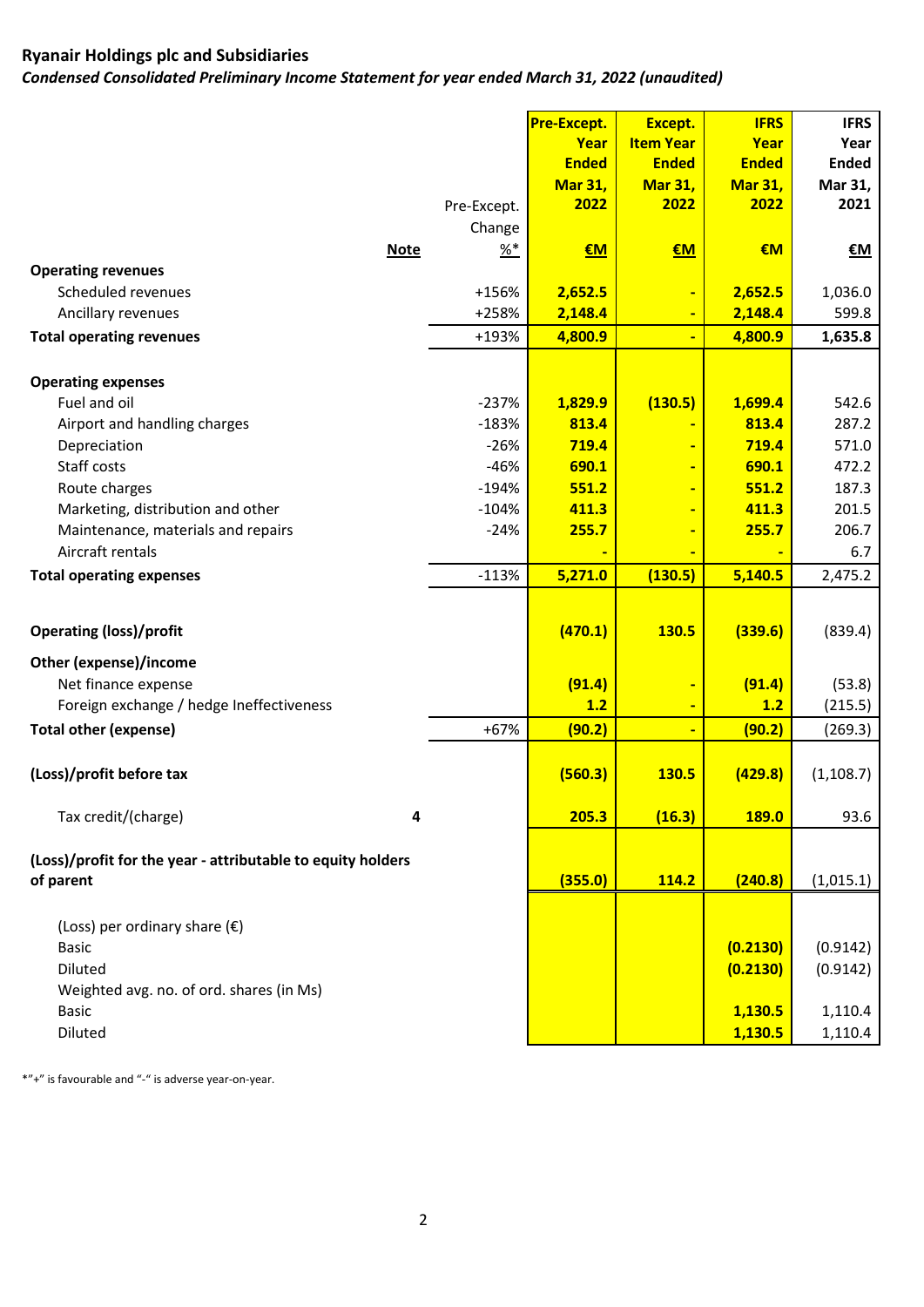**Ryanair Holdings plc and Subsidiaries**

***Condensed Consolidated Preliminary Income Statement for year ended March 31, 2022 (unaudited)***

| | Note | Pre-Except. Change %* | Pre-Except. Year Ended Mar 31, 2022 €M | Except. Item Year Ended Mar 31, 2022 €M | IFRS Year Ended Mar 31, 2022 €M | IFRS Year Ended Mar 31, 2021 €M |
|---|---|---|---|---|---|---|
| **Operating revenues** | | | | | | |
| Scheduled revenues | | +156% | **2,652.5** | **-** | **2,652.5** | 1,036.0 |
| Ancillary revenues | | +258% | **2,148.4** | **-** | **2,148.4** | 599.8 |
| **Total operating revenues** | | +193% | **4,800.9** | **-** | **4,800.9** | **1,635.8** |
| **Operating expenses** | | | | | | |
| Fuel and oil | | -237% | **1,829.9** | **(130.5)** | **1,699.4** | 542.6 |
| Airport and handling charges | | -183% | **813.4** | **-** | **813.4** | 287.2 |
| Depreciation | | -26% | **719.4** | **-** | **719.4** | 571.0 |
| Staff costs | | -46% | **690.1** | **-** | **690.1** | 472.2 |
| Route charges | | -194% | **551.2** | **-** | **551.2** | 187.3 |
| Marketing, distribution and other | | -104% | **411.3** | **-** | **411.3** | 201.5 |
| Maintenance, materials and repairs | | -24% | **255.7** | **-** | **255.7** | 206.7 |
| Aircraft rentals | | | **-** | **-** | **-** | 6.7 |
| **Total operating expenses** | | -113% | **5,271.0** | **(130.5)** | **5,140.5** | 2,475.2 |
| **Operating (loss)/profit** | | | **(470.1)** | **130.5** | **(339.6)** | (839.4) |
| **Other (expense)/income** | | | | | | |
| Net finance expense | | | **(91.4)** | **-** | **(91.4)** | (53.8) |
| Foreign exchange / hedge Ineffectiveness | | | **1.2** | **-** | **1.2** | (215.5) |
| **Total other (expense)** | | +67% | **(90.2)** | **-** | **(90.2)** | (269.3) |
| **(Loss)/profit before tax** | | | **(560.3)** | **130.5** | **(429.8)** | (1,108.7) |
| Tax credit/(charge) | 4 | | **205.3** | **(16.3)** | **189.0** | 93.6 |
| **(Loss)/profit for the year - attributable to equity holders of parent** | | | **(355.0)** | **114.2** | **(240.8)** | (1,015.1) |
| (Loss) per ordinary share (€) | | | | | | |
| Basic | | | | | **(0.2130)** | (0.9142) |
| Diluted | | | | | **(0.2130)** | (0.9142) |
| Weighted avg. no. of ord. shares (in Ms) | | | | | | |
| Basic | | | | | **1,130.5** | 1,110.4 |
| Diluted | | | | | **1,130.5** | 1,110.4 |

*"+" is favourable and "-" is adverse year-on-year.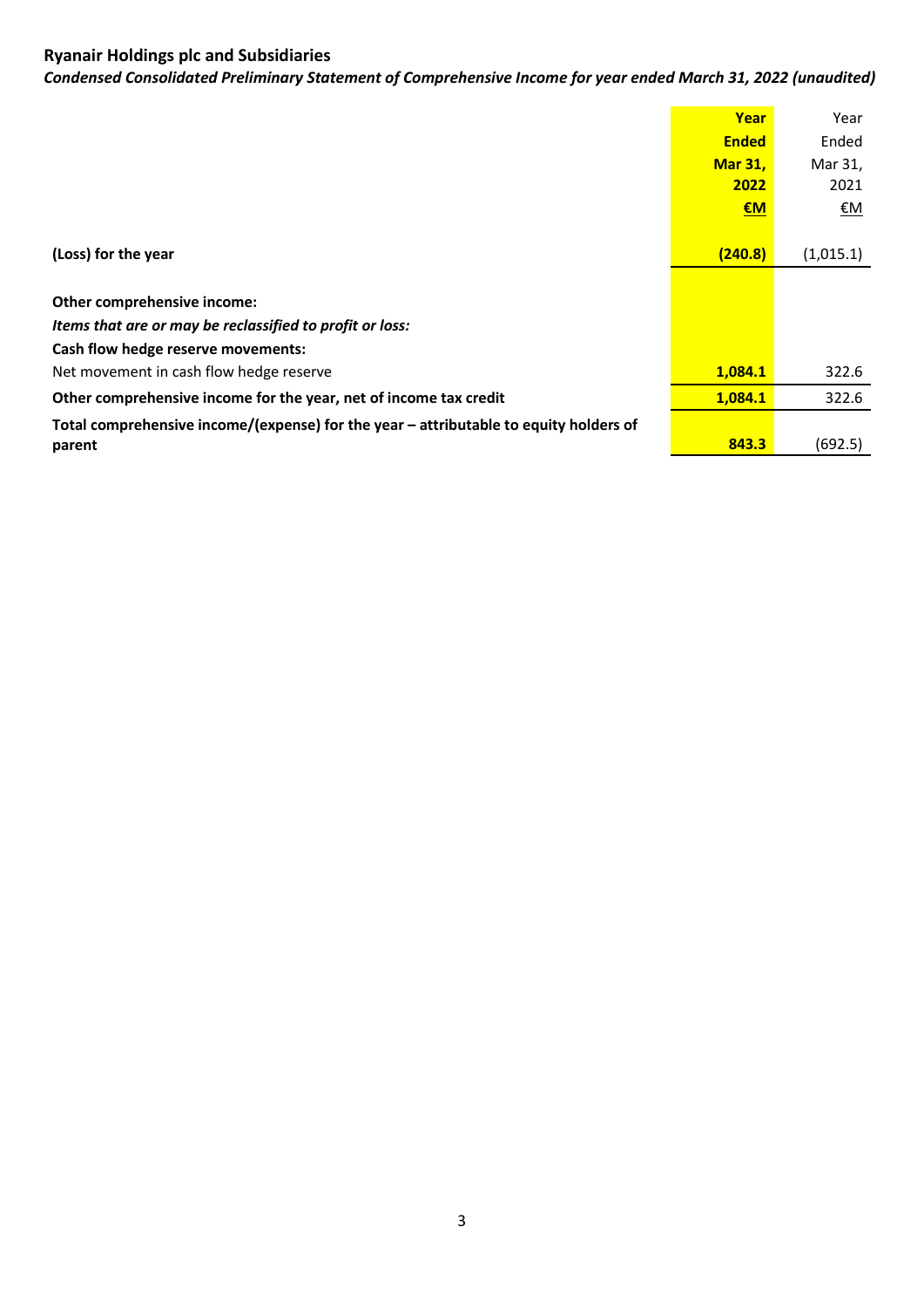## Ryanair Holdings plc and Subsidiaries

***Condensed Consolidated Preliminary Statement of Comprehensive Income for year ended March 31, 2022 (unaudited)***

| | **Year Ended Mar 31, 2022 €M** | Year Ended Mar 31, 2021 €M |
|---|---|---|
| **(Loss) for the year** | **(240.8)** | (1,015.1) |
| | | |
| **Other comprehensive income:** | | |
| ***Items that are or may be reclassified to profit or loss:*** | | |
| **Cash flow hedge reserve movements:** | | |
| Net movement in cash flow hedge reserve | **1,084.1** | 322.6 |
| **Other comprehensive income for the year, net of income tax credit** | **1,084.1** | 322.6 |
| **Total comprehensive income/(expense) for the year – attributable to equity holders of parent** | **843.3** | (692.5) |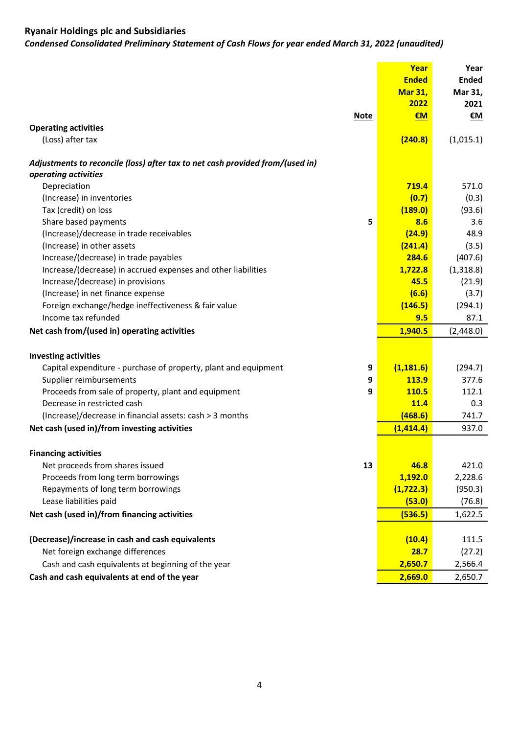## Ryanair Holdings plc and Subsidiaries

*Condensed Consolidated Preliminary Statement of Cash Flows for year ended March 31, 2022 (unaudited)*

| | Note | Year Ended Mar 31, 2022 €M | Year Ended Mar 31, 2021 €M |
|---|---|---|---|
| **Operating activities** | | | |
| (Loss) after tax | | **(240.8)** | (1,015.1) |
| | | | |
| ***Adjustments to reconcile (loss) after tax to net cash provided from/(used in) operating activities*** | | | |
| Depreciation | | **719.4** | 571.0 |
| (Increase) in inventories | | **(0.7)** | (0.3) |
| Tax (credit) on loss | | **(189.0)** | (93.6) |
| Share based payments | 5 | **8.6** | 3.6 |
| (Increase)/decrease in trade receivables | | **(24.9)** | 48.9 |
| (Increase) in other assets | | **(241.4)** | (3.5) |
| Increase/(decrease) in trade payables | | **284.6** | (407.6) |
| Increase/(decrease) in accrued expenses and other liabilities | | **1,722.8** | (1,318.8) |
| Increase/(decrease) in provisions | | **45.5** | (21.9) |
| (Increase) in net finance expense | | **(6.6)** | (3.7) |
| Foreign exchange/hedge ineffectiveness & fair value | | **(146.5)** | (294.1) |
| Income tax refunded | | **9.5** | 87.1 |
| **Net cash from/(used in) operating activities** | | **1,940.5** | (2,448.0) |
| | | | |
| **Investing activities** | | | |
| Capital expenditure - purchase of property, plant and equipment | 9 | **(1,181.6)** | (294.7) |
| Supplier reimbursements | 9 | **113.9** | 377.6 |
| Proceeds from sale of property, plant and equipment | 9 | **110.5** | 112.1 |
| Decrease in restricted cash | | **11.4** | 0.3 |
| (Increase)/decrease in financial assets: cash > 3 months | | **(468.6)** | 741.7 |
| **Net cash (used in)/from investing activities** | | **(1,414.4)** | 937.0 |
| | | | |
| **Financing activities** | | | |
| Net proceeds from shares issued | 13 | **46.8** | 421.0 |
| Proceeds from long term borrowings | | **1,192.0** | 2,228.6 |
| Repayments of long term borrowings | | **(1,722.3)** | (950.3) |
| Lease liabilities paid | | **(53.0)** | (76.8) |
| **Net cash (used in)/from financing activities** | | **(536.5)** | 1,622.5 |
| | | | |
| **(Decrease)/increase in cash and cash equivalents** | | **(10.4)** | 111.5 |
| Net foreign exchange differences | | **28.7** | (27.2) |
| Cash and cash equivalents at beginning of the year | | **2,650.7** | 2,566.4 |
| **Cash and cash equivalents at end of the year** | | **2,669.0** | 2,650.7 |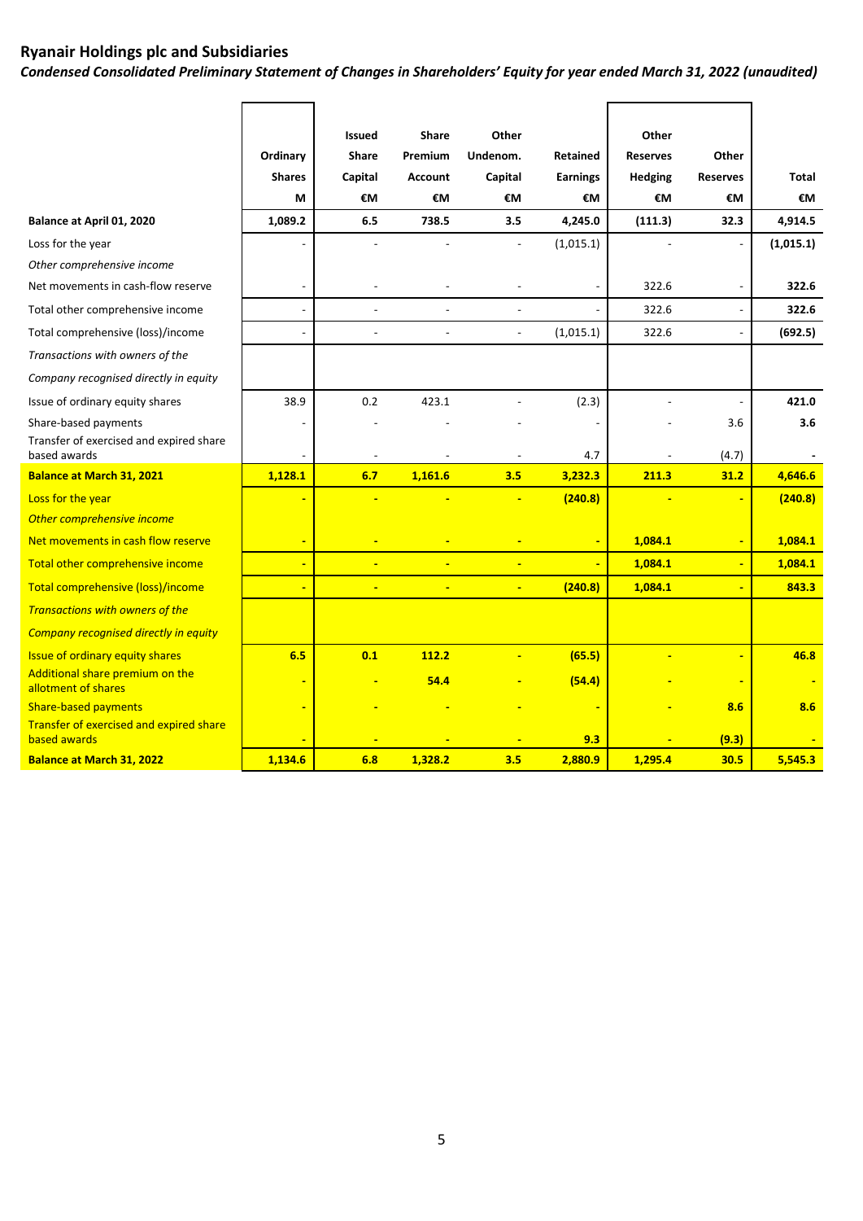## Ryanair Holdings plc and Subsidiaries

*Condensed Consolidated Preliminary Statement of Changes in Shareholders' Equity for year ended March 31, 2022 (unaudited)*

| | Ordinary Shares M | Issued Share Capital €M | Share Premium Account €M | Other Undenom. Capital €M | Retained Earnings €M | Other Reserves Hedging €M | Other Reserves €M | Total €M |
|---|---|---|---|---|---|---|---|---|
| **Balance at April 01, 2020** | **1,089.2** | **6.5** | **738.5** | **3.5** | **4,245.0** | **(111.3)** | **32.3** | **4,914.5** |
| Loss for the year | - | - | - | - | (1,015.1) | - | - | **(1,015.1)** |
| *Other comprehensive income* | | | | | | | | |
| Net movements in cash-flow reserve | - | - | - | - | - | 322.6 | - | **322.6** |
| Total other comprehensive income | - | - | - | - | - | 322.6 | - | **322.6** |
| Total comprehensive (loss)/income | - | - | - | - | (1,015.1) | 322.6 | - | **(692.5)** |
| *Transactions with owners of the Company recognised directly in equity* | | | | | | | | |
| Issue of ordinary equity shares | 38.9 | 0.2 | 423.1 | - | (2.3) | - | - | **421.0** |
| Share-based payments | - | - | - | - | - | - | 3.6 | **3.6** |
| Transfer of exercised and expired share based awards | - | - | - | - | 4.7 | - | (4.7) | **-** |
| **Balance at March 31, 2021** | **1,128.1** | **6.7** | **1,161.6** | **3.5** | **3,232.3** | **211.3** | **31.2** | **4,646.6** |
| Loss for the year | - | - | - | - | **(240.8)** | - | - | **(240.8)** |
| *Other comprehensive income* | | | | | | | | |
| Net movements in cash flow reserve | - | - | - | - | - | **1,084.1** | - | **1,084.1** |
| Total other comprehensive income | - | - | - | - | - | **1,084.1** | - | **1,084.1** |
| Total comprehensive (loss)/income | - | - | - | - | **(240.8)** | **1,084.1** | - | **843.3** |
| *Transactions with owners of the Company recognised directly in equity* | | | | | | | | |
| Issue of ordinary equity shares | **6.5** | **0.1** | **112.2** | - | **(65.5)** | - | - | **46.8** |
| Additional share premium on the allotment of shares | - | - | **54.4** | - | **(54.4)** | - | - | **-** |
| Share-based payments | - | - | - | - | - | - | **8.6** | **8.6** |
| Transfer of exercised and expired share based awards | - | - | - | - | **9.3** | - | **(9.3)** | **-** |
| **Balance at March 31, 2022** | **1,134.6** | **6.8** | **1,328.2** | **3.5** | **2,880.9** | **1,295.4** | **30.5** | **5,545.3** |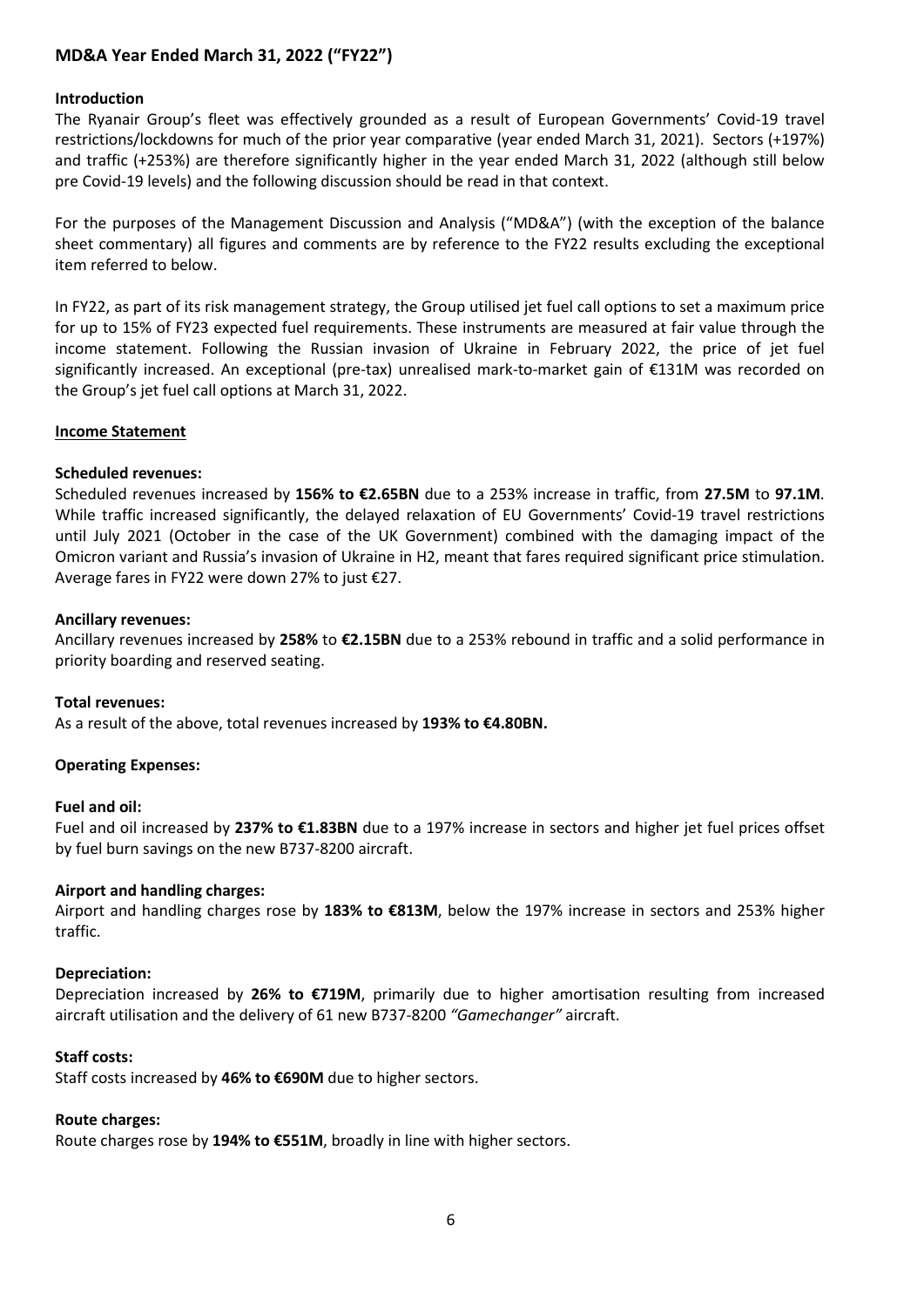## MD&A Year Ended March 31, 2022 ("FY22")

### Introduction

The Ryanair Group's fleet was effectively grounded as a result of European Governments' Covid-19 travel restrictions/lockdowns for much of the prior year comparative (year ended March 31, 2021). Sectors (+197%) and traffic (+253%) are therefore significantly higher in the year ended March 31, 2022 (although still below pre Covid-19 levels) and the following discussion should be read in that context.

For the purposes of the Management Discussion and Analysis ("MD&A") (with the exception of the balance sheet commentary) all figures and comments are by reference to the FY22 results excluding the exceptional item referred to below.

In FY22, as part of its risk management strategy, the Group utilised jet fuel call options to set a maximum price for up to 15% of FY23 expected fuel requirements. These instruments are measured at fair value through the income statement. Following the Russian invasion of Ukraine in February 2022, the price of jet fuel significantly increased. An exceptional (pre-tax) unrealised mark-to-market gain of €131M was recorded on the Group's jet fuel call options at March 31, 2022.

### Income Statement

**Scheduled revenues:**

Scheduled revenues increased by **156% to €2.65BN** due to a 253% increase in traffic, from **27.5M** to **97.1M**. While traffic increased significantly, the delayed relaxation of EU Governments' Covid-19 travel restrictions until July 2021 (October in the case of the UK Government) combined with the damaging impact of the Omicron variant and Russia's invasion of Ukraine in H2, meant that fares required significant price stimulation. Average fares in FY22 were down 27% to just €27.

**Ancillary revenues:**

Ancillary revenues increased by **258%** to **€2.15BN** due to a 253% rebound in traffic and a solid performance in priority boarding and reserved seating.

**Total revenues:**

As a result of the above, total revenues increased by **193% to €4.80BN.**

**Operating Expenses:**

**Fuel and oil:**

Fuel and oil increased by **237% to €1.83BN** due to a 197% increase in sectors and higher jet fuel prices offset by fuel burn savings on the new B737-8200 aircraft.

**Airport and handling charges:**

Airport and handling charges rose by **183% to €813M**, below the 197% increase in sectors and 253% higher traffic.

**Depreciation:**

Depreciation increased by **26% to €719M**, primarily due to higher amortisation resulting from increased aircraft utilisation and the delivery of 61 new B737-8200 *"Gamechanger"* aircraft.

**Staff costs:**

Staff costs increased by **46% to €690M** due to higher sectors.

**Route charges:**

Route charges rose by **194% to €551M**, broadly in line with higher sectors.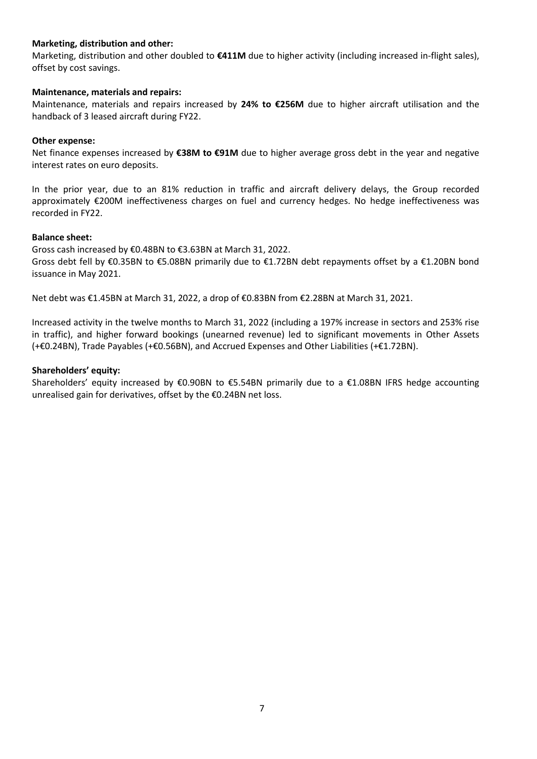**Marketing, distribution and other:**

Marketing, distribution and other doubled to **€411M** due to higher activity (including increased in-flight sales), offset by cost savings.

**Maintenance, materials and repairs:**

Maintenance, materials and repairs increased by **24% to €256M** due to higher aircraft utilisation and the handback of 3 leased aircraft during FY22.

**Other expense:**

Net finance expenses increased by **€38M to €91M** due to higher average gross debt in the year and negative interest rates on euro deposits.

In the prior year, due to an 81% reduction in traffic and aircraft delivery delays, the Group recorded approximately €200M ineffectiveness charges on fuel and currency hedges. No hedge ineffectiveness was recorded in FY22.

**Balance sheet:**

Gross cash increased by €0.48BN to €3.63BN at March 31, 2022.
Gross debt fell by €0.35BN to €5.08BN primarily due to €1.72BN debt repayments offset by a €1.20BN bond issuance in May 2021.

Net debt was €1.45BN at March 31, 2022, a drop of €0.83BN from €2.28BN at March 31, 2021.

Increased activity in the twelve months to March 31, 2022 (including a 197% increase in sectors and 253% rise in traffic), and higher forward bookings (unearned revenue) led to significant movements in Other Assets (+€0.24BN), Trade Payables (+€0.56BN), and Accrued Expenses and Other Liabilities (+€1.72BN).

**Shareholders' equity:**

Shareholders' equity increased by €0.90BN to €5.54BN primarily due to a €1.08BN IFRS hedge accounting unrealised gain for derivatives, offset by the €0.24BN net loss.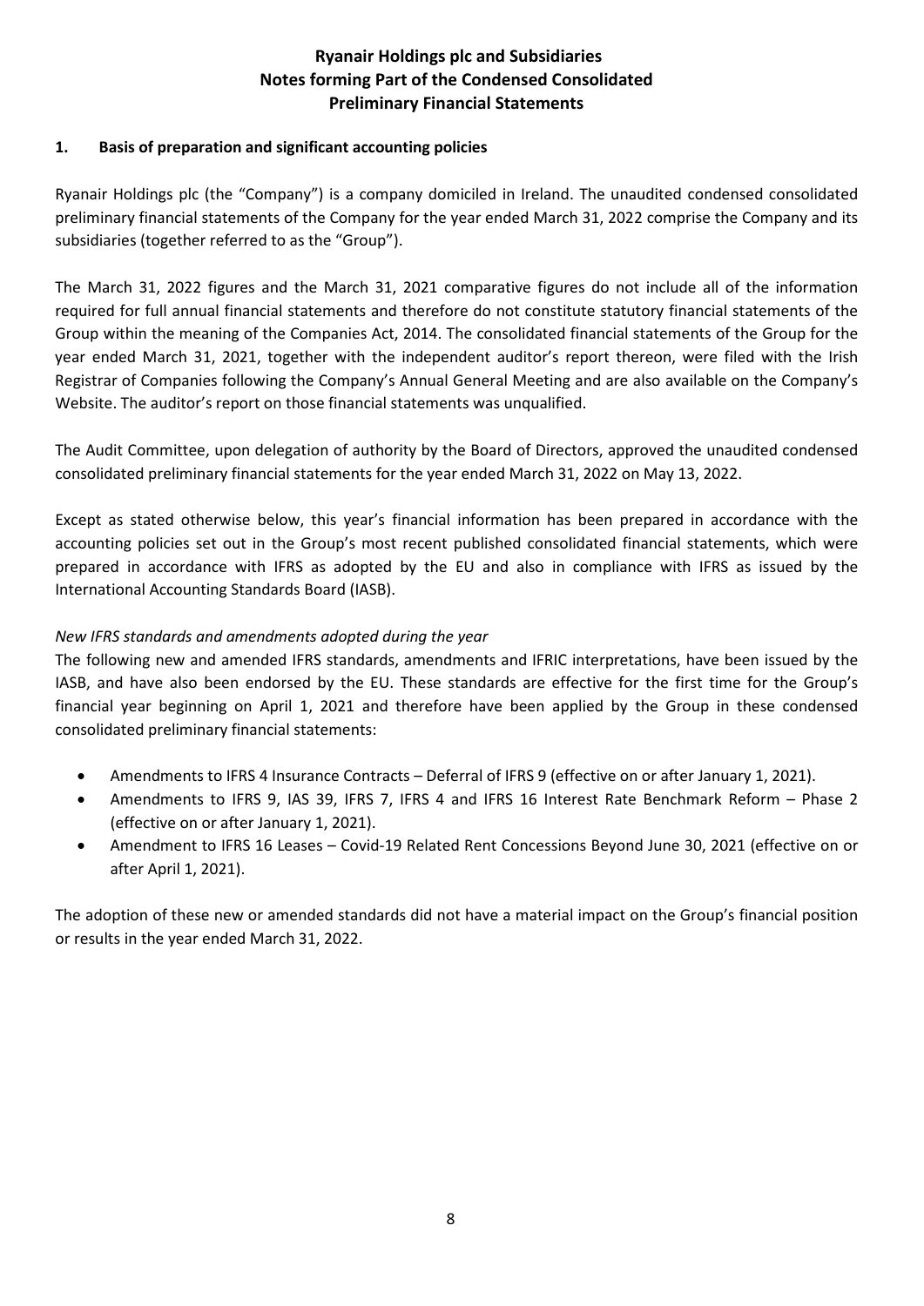# Ryanair Holdings plc and Subsidiaries
## Notes forming Part of the Condensed Consolidated Preliminary Financial Statements

### 1. Basis of preparation and significant accounting policies

Ryanair Holdings plc (the "Company") is a company domiciled in Ireland. The unaudited condensed consolidated preliminary financial statements of the Company for the year ended March 31, 2022 comprise the Company and its subsidiaries (together referred to as the "Group").

The March 31, 2022 figures and the March 31, 2021 comparative figures do not include all of the information required for full annual financial statements and therefore do not constitute statutory financial statements of the Group within the meaning of the Companies Act, 2014. The consolidated financial statements of the Group for the year ended March 31, 2021, together with the independent auditor's report thereon, were filed with the Irish Registrar of Companies following the Company's Annual General Meeting and are also available on the Company's Website. The auditor's report on those financial statements was unqualified.

The Audit Committee, upon delegation of authority by the Board of Directors, approved the unaudited condensed consolidated preliminary financial statements for the year ended March 31, 2022 on May 13, 2022.

Except as stated otherwise below, this year's financial information has been prepared in accordance with the accounting policies set out in the Group's most recent published consolidated financial statements, which were prepared in accordance with IFRS as adopted by the EU and also in compliance with IFRS as issued by the International Accounting Standards Board (IASB).

*New IFRS standards and amendments adopted during the year*

The following new and amended IFRS standards, amendments and IFRIC interpretations, have been issued by the IASB, and have also been endorsed by the EU. These standards are effective for the first time for the Group's financial year beginning on April 1, 2021 and therefore have been applied by the Group in these condensed consolidated preliminary financial statements:

- Amendments to IFRS 4 Insurance Contracts – Deferral of IFRS 9 (effective on or after January 1, 2021).
- Amendments to IFRS 9, IAS 39, IFRS 7, IFRS 4 and IFRS 16 Interest Rate Benchmark Reform – Phase 2 (effective on or after January 1, 2021).
- Amendment to IFRS 16 Leases – Covid-19 Related Rent Concessions Beyond June 30, 2021 (effective on or after April 1, 2021).

The adoption of these new or amended standards did not have a material impact on the Group's financial position or results in the year ended March 31, 2022.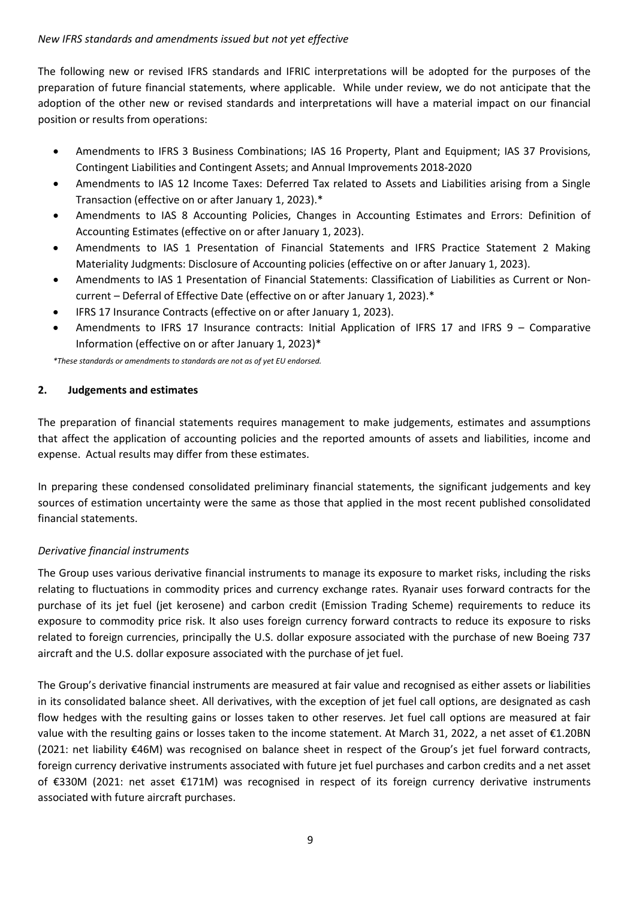*New IFRS standards and amendments issued but not yet effective*

The following new or revised IFRS standards and IFRIC interpretations will be adopted for the purposes of the preparation of future financial statements, where applicable. While under review, we do not anticipate that the adoption of the other new or revised standards and interpretations will have a material impact on our financial position or results from operations:

- Amendments to IFRS 3 Business Combinations; IAS 16 Property, Plant and Equipment; IAS 37 Provisions, Contingent Liabilities and Contingent Assets; and Annual Improvements 2018-2020
- Amendments to IAS 12 Income Taxes: Deferred Tax related to Assets and Liabilities arising from a Single Transaction (effective on or after January 1, 2023).*
- Amendments to IAS 8 Accounting Policies, Changes in Accounting Estimates and Errors: Definition of Accounting Estimates (effective on or after January 1, 2023).
- Amendments to IAS 1 Presentation of Financial Statements and IFRS Practice Statement 2 Making Materiality Judgments: Disclosure of Accounting policies (effective on or after January 1, 2023).
- Amendments to IAS 1 Presentation of Financial Statements: Classification of Liabilities as Current or Non-current – Deferral of Effective Date (effective on or after January 1, 2023).*
- IFRS 17 Insurance Contracts (effective on or after January 1, 2023).
- Amendments to IFRS 17 Insurance contracts: Initial Application of IFRS 17 and IFRS 9 – Comparative Information (effective on or after January 1, 2023)*

*\*These standards or amendments to standards are not as of yet EU endorsed.*

## 2. Judgements and estimates

The preparation of financial statements requires management to make judgements, estimates and assumptions that affect the application of accounting policies and the reported amounts of assets and liabilities, income and expense. Actual results may differ from these estimates.

In preparing these condensed consolidated preliminary financial statements, the significant judgements and key sources of estimation uncertainty were the same as those that applied in the most recent published consolidated financial statements.

*Derivative financial instruments*

The Group uses various derivative financial instruments to manage its exposure to market risks, including the risks relating to fluctuations in commodity prices and currency exchange rates. Ryanair uses forward contracts for the purchase of its jet fuel (jet kerosene) and carbon credit (Emission Trading Scheme) requirements to reduce its exposure to commodity price risk. It also uses foreign currency forward contracts to reduce its exposure to risks related to foreign currencies, principally the U.S. dollar exposure associated with the purchase of new Boeing 737 aircraft and the U.S. dollar exposure associated with the purchase of jet fuel.

The Group's derivative financial instruments are measured at fair value and recognised as either assets or liabilities in its consolidated balance sheet. All derivatives, with the exception of jet fuel call options, are designated as cash flow hedges with the resulting gains or losses taken to other reserves. Jet fuel call options are measured at fair value with the resulting gains or losses taken to the income statement. At March 31, 2022, a net asset of €1.20BN (2021: net liability €46M) was recognised on balance sheet in respect of the Group's jet fuel forward contracts, foreign currency derivative instruments associated with future jet fuel purchases and carbon credits and a net asset of €330M (2021: net asset €171M) was recognised in respect of its foreign currency derivative instruments associated with future aircraft purchases.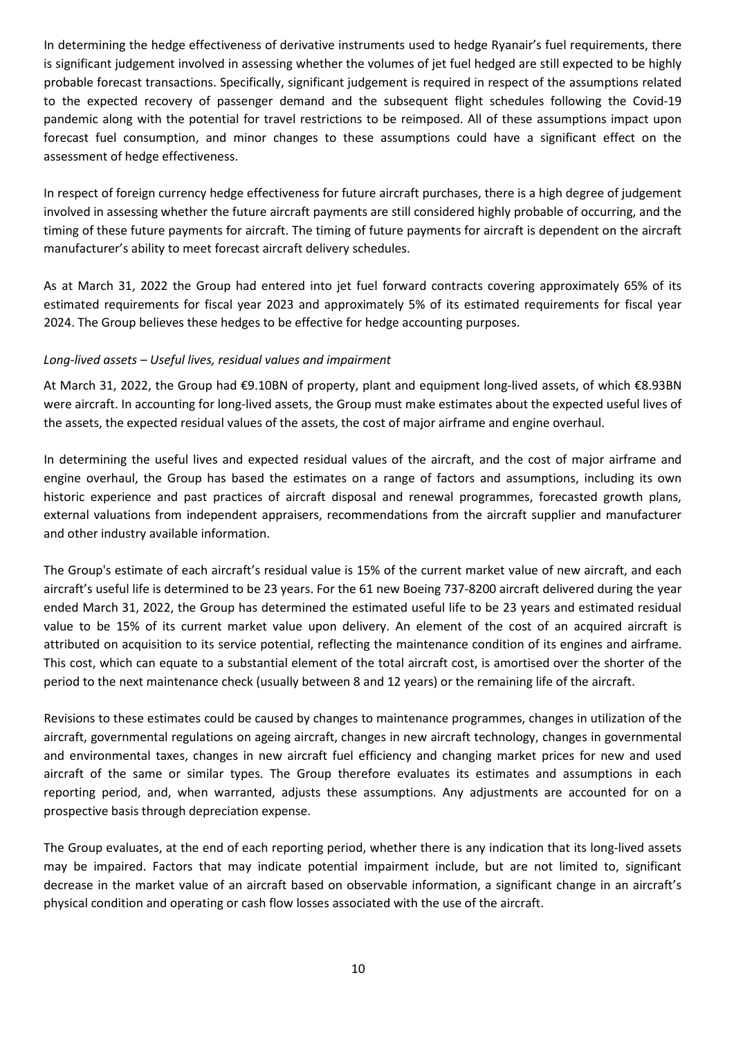In determining the hedge effectiveness of derivative instruments used to hedge Ryanair's fuel requirements, there is significant judgement involved in assessing whether the volumes of jet fuel hedged are still expected to be highly probable forecast transactions. Specifically, significant judgement is required in respect of the assumptions related to the expected recovery of passenger demand and the subsequent flight schedules following the Covid-19 pandemic along with the potential for travel restrictions to be reimposed. All of these assumptions impact upon forecast fuel consumption, and minor changes to these assumptions could have a significant effect on the assessment of hedge effectiveness.

In respect of foreign currency hedge effectiveness for future aircraft purchases, there is a high degree of judgement involved in assessing whether the future aircraft payments are still considered highly probable of occurring, and the timing of these future payments for aircraft. The timing of future payments for aircraft is dependent on the aircraft manufacturer's ability to meet forecast aircraft delivery schedules.

As at March 31, 2022 the Group had entered into jet fuel forward contracts covering approximately 65% of its estimated requirements for fiscal year 2023 and approximately 5% of its estimated requirements for fiscal year 2024. The Group believes these hedges to be effective for hedge accounting purposes.

*Long-lived assets – Useful lives, residual values and impairment*

At March 31, 2022, the Group had €9.10BN of property, plant and equipment long-lived assets, of which €8.93BN were aircraft. In accounting for long-lived assets, the Group must make estimates about the expected useful lives of the assets, the expected residual values of the assets, the cost of major airframe and engine overhaul.

In determining the useful lives and expected residual values of the aircraft, and the cost of major airframe and engine overhaul, the Group has based the estimates on a range of factors and assumptions, including its own historic experience and past practices of aircraft disposal and renewal programmes, forecasted growth plans, external valuations from independent appraisers, recommendations from the aircraft supplier and manufacturer and other industry available information.

The Group's estimate of each aircraft's residual value is 15% of the current market value of new aircraft, and each aircraft's useful life is determined to be 23 years. For the 61 new Boeing 737-8200 aircraft delivered during the year ended March 31, 2022, the Group has determined the estimated useful life to be 23 years and estimated residual value to be 15% of its current market value upon delivery. An element of the cost of an acquired aircraft is attributed on acquisition to its service potential, reflecting the maintenance condition of its engines and airframe. This cost, which can equate to a substantial element of the total aircraft cost, is amortised over the shorter of the period to the next maintenance check (usually between 8 and 12 years) or the remaining life of the aircraft.

Revisions to these estimates could be caused by changes to maintenance programmes, changes in utilization of the aircraft, governmental regulations on ageing aircraft, changes in new aircraft technology, changes in governmental and environmental taxes, changes in new aircraft fuel efficiency and changing market prices for new and used aircraft of the same or similar types. The Group therefore evaluates its estimates and assumptions in each reporting period, and, when warranted, adjusts these assumptions. Any adjustments are accounted for on a prospective basis through depreciation expense.

The Group evaluates, at the end of each reporting period, whether there is any indication that its long-lived assets may be impaired. Factors that may indicate potential impairment include, but are not limited to, significant decrease in the market value of an aircraft based on observable information, a significant change in an aircraft's physical condition and operating or cash flow losses associated with the use of the aircraft.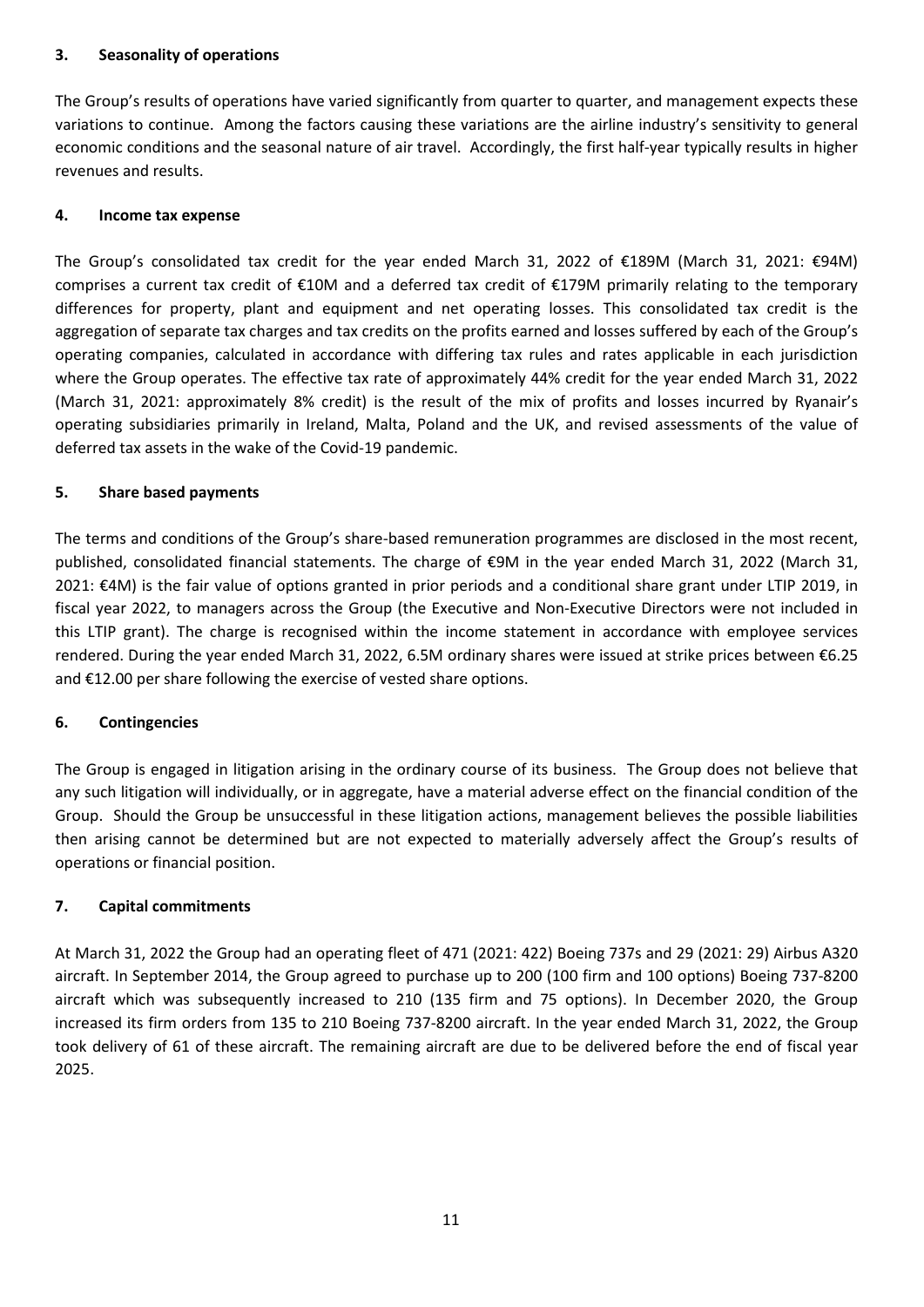## 3. Seasonality of operations

The Group's results of operations have varied significantly from quarter to quarter, and management expects these variations to continue. Among the factors causing these variations are the airline industry's sensitivity to general economic conditions and the seasonal nature of air travel. Accordingly, the first half-year typically results in higher revenues and results.

## 4. Income tax expense

The Group's consolidated tax credit for the year ended March 31, 2022 of €189M (March 31, 2021: €94M) comprises a current tax credit of €10M and a deferred tax credit of €179M primarily relating to the temporary differences for property, plant and equipment and net operating losses. This consolidated tax credit is the aggregation of separate tax charges and tax credits on the profits earned and losses suffered by each of the Group's operating companies, calculated in accordance with differing tax rules and rates applicable in each jurisdiction where the Group operates. The effective tax rate of approximately 44% credit for the year ended March 31, 2022 (March 31, 2021: approximately 8% credit) is the result of the mix of profits and losses incurred by Ryanair's operating subsidiaries primarily in Ireland, Malta, Poland and the UK, and revised assessments of the value of deferred tax assets in the wake of the Covid-19 pandemic.

## 5. Share based payments

The terms and conditions of the Group's share-based remuneration programmes are disclosed in the most recent, published, consolidated financial statements. The charge of €9M in the year ended March 31, 2022 (March 31, 2021: €4M) is the fair value of options granted in prior periods and a conditional share grant under LTIP 2019, in fiscal year 2022, to managers across the Group (the Executive and Non-Executive Directors were not included in this LTIP grant). The charge is recognised within the income statement in accordance with employee services rendered. During the year ended March 31, 2022, 6.5M ordinary shares were issued at strike prices between €6.25 and €12.00 per share following the exercise of vested share options.

## 6. Contingencies

The Group is engaged in litigation arising in the ordinary course of its business. The Group does not believe that any such litigation will individually, or in aggregate, have a material adverse effect on the financial condition of the Group. Should the Group be unsuccessful in these litigation actions, management believes the possible liabilities then arising cannot be determined but are not expected to materially adversely affect the Group's results of operations or financial position.

## 7. Capital commitments

At March 31, 2022 the Group had an operating fleet of 471 (2021: 422) Boeing 737s and 29 (2021: 29) Airbus A320 aircraft. In September 2014, the Group agreed to purchase up to 200 (100 firm and 100 options) Boeing 737-8200 aircraft which was subsequently increased to 210 (135 firm and 75 options). In December 2020, the Group increased its firm orders from 135 to 210 Boeing 737-8200 aircraft. In the year ended March 31, 2022, the Group took delivery of 61 of these aircraft. The remaining aircraft are due to be delivered before the end of fiscal year 2025.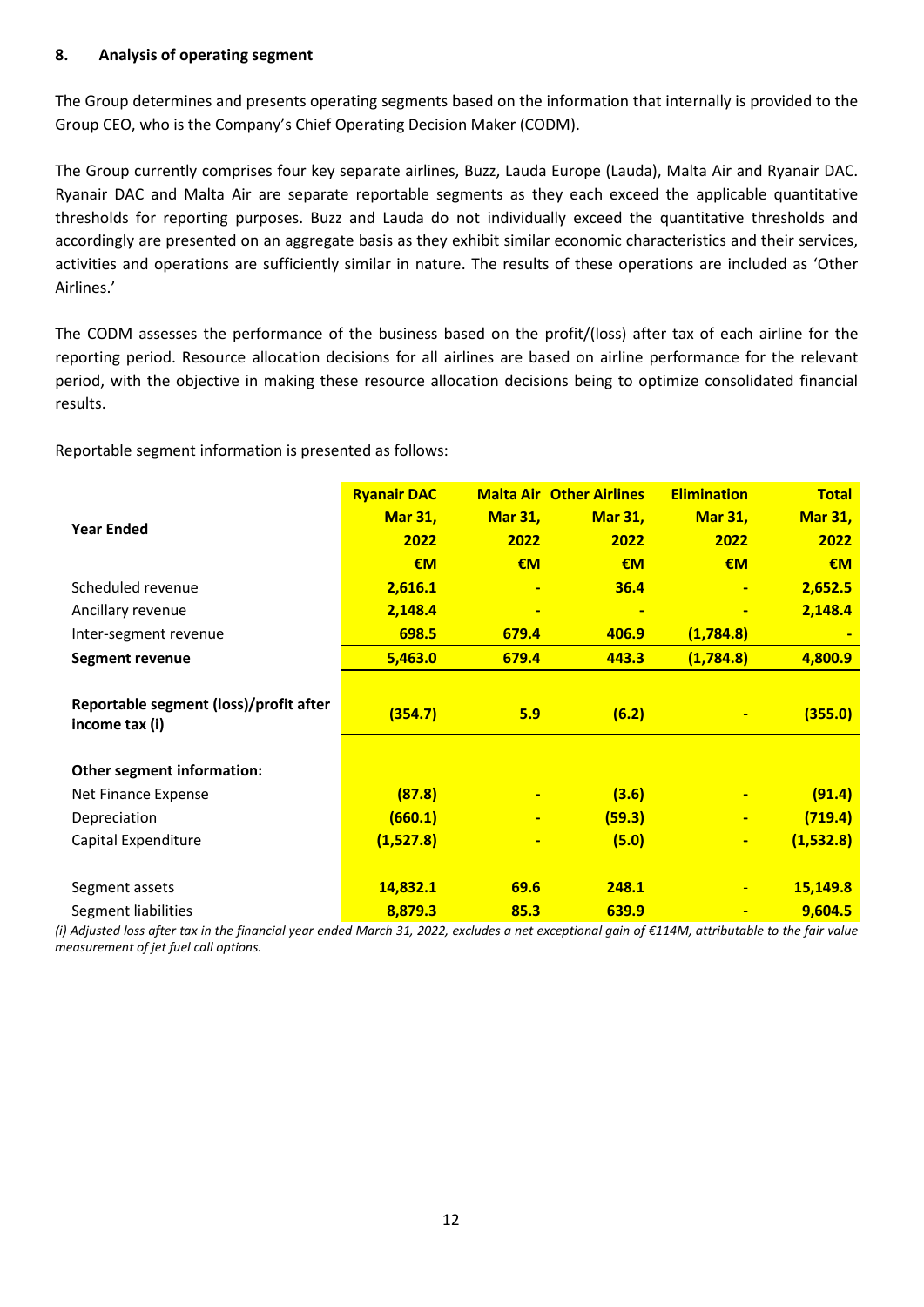### 8. Analysis of operating segment

The Group determines and presents operating segments based on the information that internally is provided to the Group CEO, who is the Company's Chief Operating Decision Maker (CODM).

The Group currently comprises four key separate airlines, Buzz, Lauda Europe (Lauda), Malta Air and Ryanair DAC. Ryanair DAC and Malta Air are separate reportable segments as they each exceed the applicable quantitative thresholds for reporting purposes. Buzz and Lauda do not individually exceed the quantitative thresholds and accordingly are presented on an aggregate basis as they exhibit similar economic characteristics and their services, activities and operations are sufficiently similar in nature. The results of these operations are included as 'Other Airlines.'

The CODM assesses the performance of the business based on the profit/(loss) after tax of each airline for the reporting period. Resource allocation decisions for all airlines are based on airline performance for the relevant period, with the objective in making these resource allocation decisions being to optimize consolidated financial results.

Reportable segment information is presented as follows:

| Year Ended | Ryanair DAC Mar 31, 2022 €M | Malta Air Mar 31, 2022 €M | Other Airlines Mar 31, 2022 €M | Elimination Mar 31, 2022 €M | Total Mar 31, 2022 €M |
|---|---|---|---|---|---|
| Scheduled revenue | 2,616.1 | - | 36.4 | - | 2,652.5 |
| Ancillary revenue | 2,148.4 | - | - | - | 2,148.4 |
| Inter-segment revenue | 698.5 | 679.4 | 406.9 | (1,784.8) | - |
| **Segment revenue** | **5,463.0** | **679.4** | **443.3** | **(1,784.8)** | **4,800.9** |
| **Reportable segment (loss)/profit after income tax (i)** | **(354.7)** | **5.9** | **(6.2)** | - | **(355.0)** |
| **Other segment information:** | | | | | |
| Net Finance Expense | (87.8) | - | (3.6) | - | (91.4) |
| Depreciation | (660.1) | - | (59.3) | - | (719.4) |
| Capital Expenditure | (1,527.8) | - | (5.0) | - | (1,532.8) |
| Segment assets | 14,832.1 | 69.6 | 248.1 | - | 15,149.8 |
| Segment liabilities | 8,879.3 | 85.3 | 639.9 | - | 9,604.5 |

*(i) Adjusted loss after tax in the financial year ended March 31, 2022, excludes a net exceptional gain of €114M, attributable to the fair value measurement of jet fuel call options.*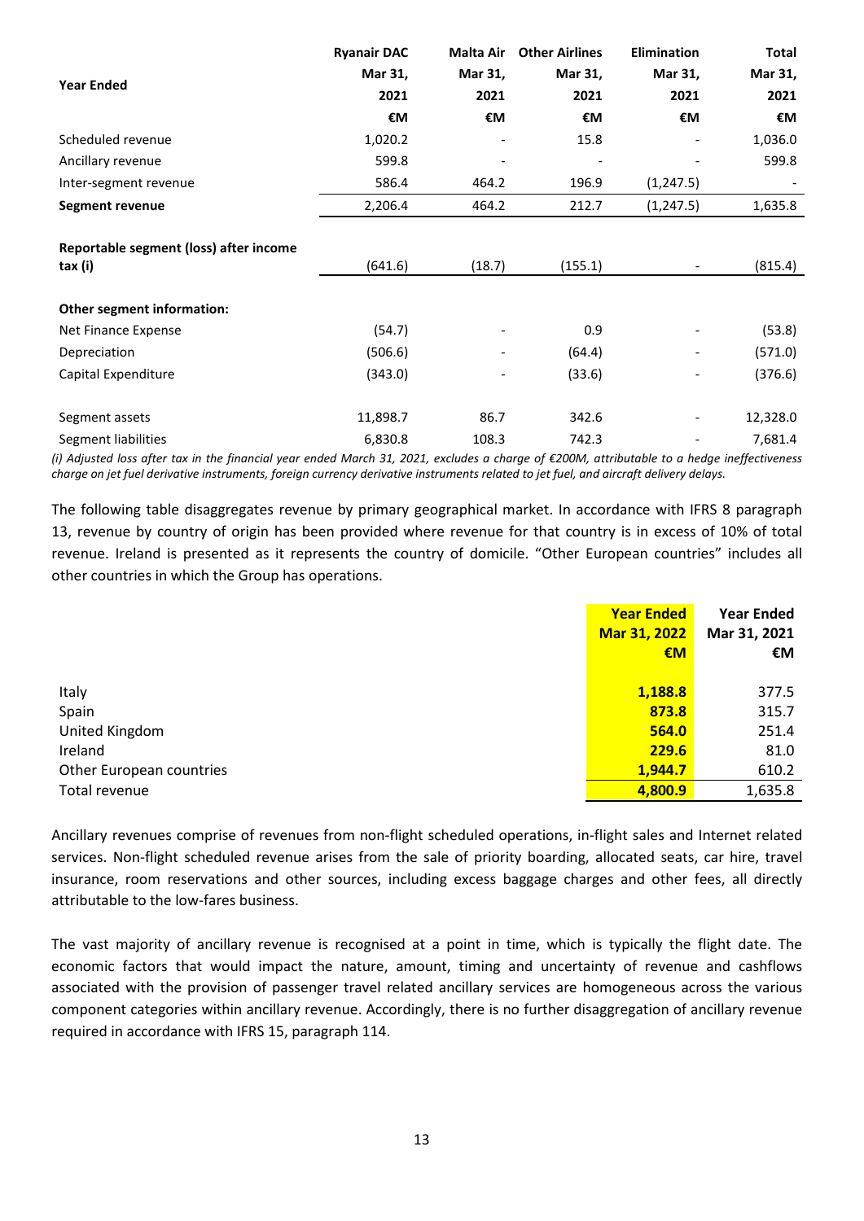| Year Ended | Ryanair DAC Mar 31, 2021 €M | Malta Air Mar 31, 2021 €M | Other Airlines Mar 31, 2021 €M | Elimination Mar 31, 2021 €M | Total Mar 31, 2021 €M |
|---|---|---|---|---|---|
| Scheduled revenue | 1,020.2 | - | 15.8 | - | 1,036.0 |
| Ancillary revenue | 599.8 | - | - | - | 599.8 |
| Inter-segment revenue | 586.4 | 464.2 | 196.9 | (1,247.5) | - |
| **Segment revenue** | 2,206.4 | 464.2 | 212.7 | (1,247.5) | 1,635.8 |
| | | | | | |
| **Reportable segment (loss) after income tax (i)** | (641.6) | (18.7) | (155.1) | - | (815.4) |
| | | | | | |
| **Other segment information:** | | | | | |
| Net Finance Expense | (54.7) | - | 0.9 | - | (53.8) |
| Depreciation | (506.6) | - | (64.4) | - | (571.0) |
| Capital Expenditure | (343.0) | - | (33.6) | - | (376.6) |
| | | | | | |
| Segment assets | 11,898.7 | 86.7 | 342.6 | - | 12,328.0 |
| Segment liabilities | 6,830.8 | 108.3 | 742.3 | - | 7,681.4 |

*(i) Adjusted loss after tax in the financial year ended March 31, 2021, excludes a charge of €200M, attributable to a hedge ineffectiveness charge on jet fuel derivative instruments, foreign currency derivative instruments related to jet fuel, and aircraft delivery delays.*

The following table disaggregates revenue by primary geographical market. In accordance with IFRS 8 paragraph 13, revenue by country of origin has been provided where revenue for that country is in excess of 10% of total revenue. Ireland is presented as it represents the country of domicile. "Other European countries" includes all other countries in which the Group has operations.

| | Year Ended Mar 31, 2022 €M | Year Ended Mar 31, 2021 €M |
|---|---|---|
| Italy | **1,188.8** | 377.5 |
| Spain | **873.8** | 315.7 |
| United Kingdom | **564.0** | 251.4 |
| Ireland | **229.6** | 81.0 |
| Other European countries | **1,944.7** | 610.2 |
| Total revenue | **4,800.9** | 1,635.8 |

Ancillary revenues comprise of revenues from non-flight scheduled operations, in-flight sales and Internet related services. Non-flight scheduled revenue arises from the sale of priority boarding, allocated seats, car hire, travel insurance, room reservations and other sources, including excess baggage charges and other fees, all directly attributable to the low-fares business.

The vast majority of ancillary revenue is recognised at a point in time, which is typically the flight date. The economic factors that would impact the nature, amount, timing and uncertainty of revenue and cashflows associated with the provision of passenger travel related ancillary services are homogeneous across the various component categories within ancillary revenue. Accordingly, there is no further disaggregation of ancillary revenue required in accordance with IFRS 15, paragraph 114.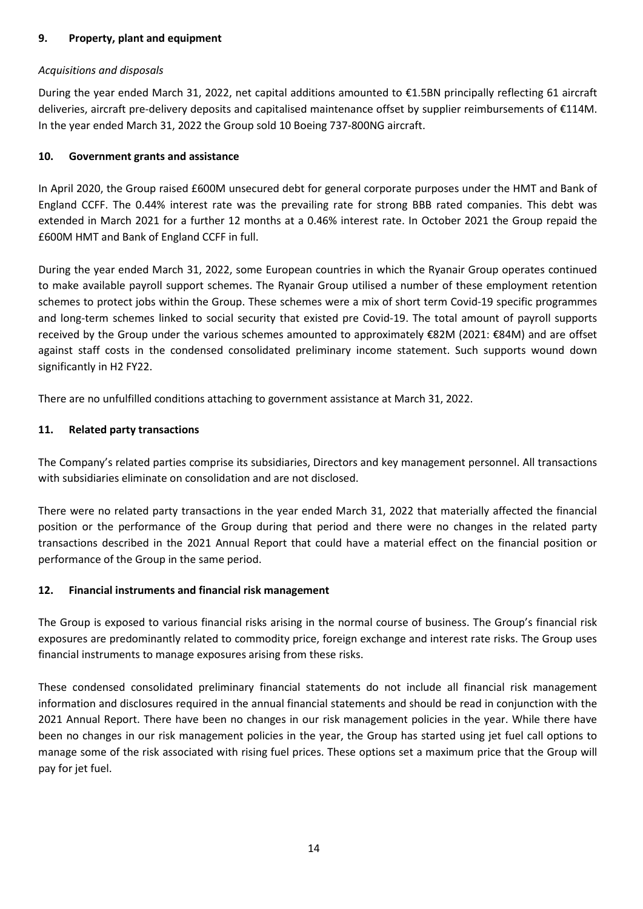## 9. Property, plant and equipment

*Acquisitions and disposals*

During the year ended March 31, 2022, net capital additions amounted to €1.5BN principally reflecting 61 aircraft deliveries, aircraft pre-delivery deposits and capitalised maintenance offset by supplier reimbursements of €114M. In the year ended March 31, 2022 the Group sold 10 Boeing 737-800NG aircraft.

## 10. Government grants and assistance

In April 2020, the Group raised £600M unsecured debt for general corporate purposes under the HMT and Bank of England CCFF. The 0.44% interest rate was the prevailing rate for strong BBB rated companies. This debt was extended in March 2021 for a further 12 months at a 0.46% interest rate. In October 2021 the Group repaid the £600M HMT and Bank of England CCFF in full.

During the year ended March 31, 2022, some European countries in which the Ryanair Group operates continued to make available payroll support schemes. The Ryanair Group utilised a number of these employment retention schemes to protect jobs within the Group. These schemes were a mix of short term Covid-19 specific programmes and long-term schemes linked to social security that existed pre Covid-19. The total amount of payroll supports received by the Group under the various schemes amounted to approximately €82M (2021: €84M) and are offset against staff costs in the condensed consolidated preliminary income statement. Such supports wound down significantly in H2 FY22.

There are no unfulfilled conditions attaching to government assistance at March 31, 2022.

## 11. Related party transactions

The Company's related parties comprise its subsidiaries, Directors and key management personnel. All transactions with subsidiaries eliminate on consolidation and are not disclosed.

There were no related party transactions in the year ended March 31, 2022 that materially affected the financial position or the performance of the Group during that period and there were no changes in the related party transactions described in the 2021 Annual Report that could have a material effect on the financial position or performance of the Group in the same period.

## 12. Financial instruments and financial risk management

The Group is exposed to various financial risks arising in the normal course of business. The Group's financial risk exposures are predominantly related to commodity price, foreign exchange and interest rate risks. The Group uses financial instruments to manage exposures arising from these risks.

These condensed consolidated preliminary financial statements do not include all financial risk management information and disclosures required in the annual financial statements and should be read in conjunction with the 2021 Annual Report. There have been no changes in our risk management policies in the year. While there have been no changes in our risk management policies in the year, the Group has started using jet fuel call options to manage some of the risk associated with rising fuel prices. These options set a maximum price that the Group will pay for jet fuel.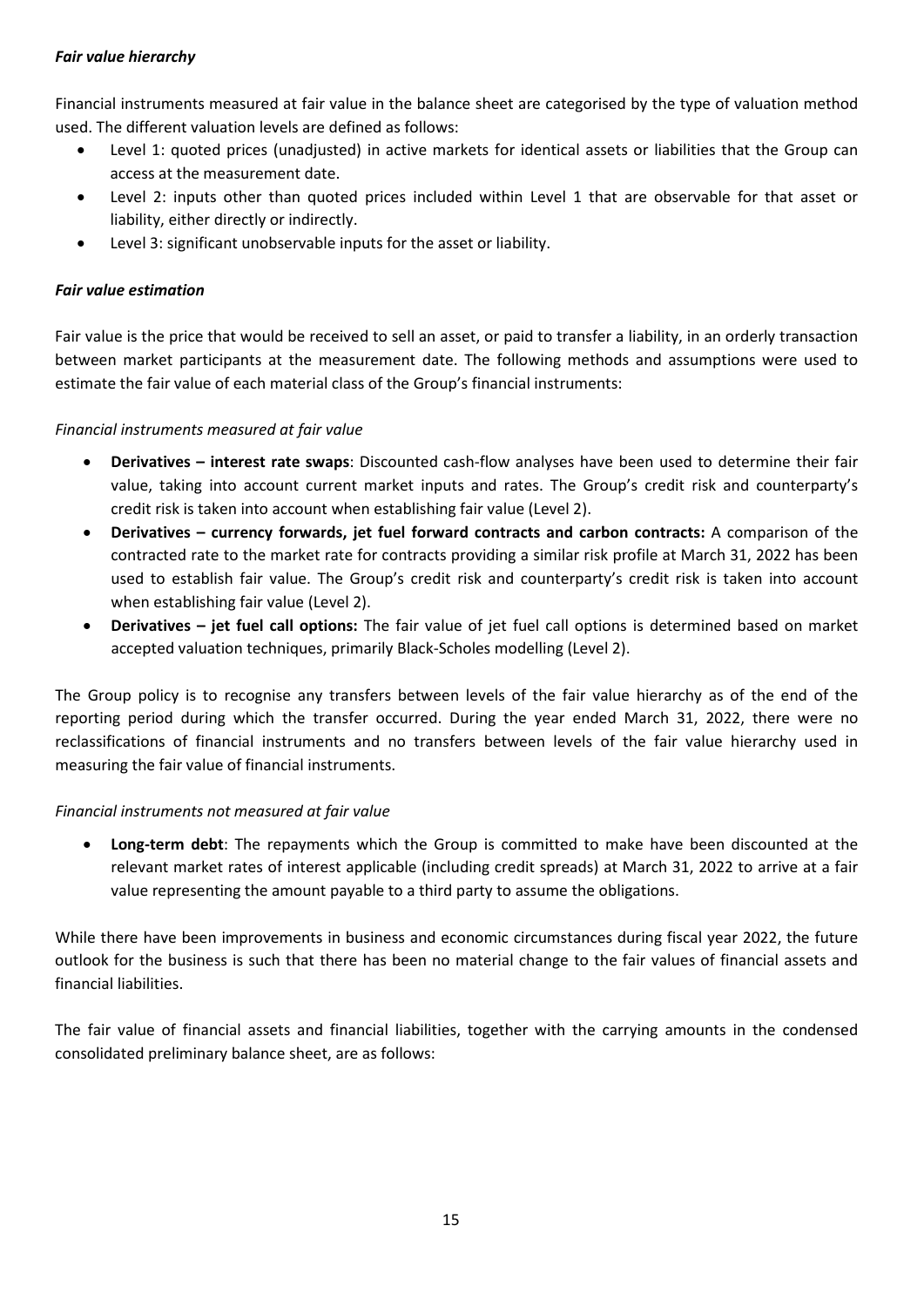***Fair value hierarchy***

Financial instruments measured at fair value in the balance sheet are categorised by the type of valuation method used. The different valuation levels are defined as follows:

- Level 1: quoted prices (unadjusted) in active markets for identical assets or liabilities that the Group can access at the measurement date.
- Level 2: inputs other than quoted prices included within Level 1 that are observable for that asset or liability, either directly or indirectly.
- Level 3: significant unobservable inputs for the asset or liability.

***Fair value estimation***

Fair value is the price that would be received to sell an asset, or paid to transfer a liability, in an orderly transaction between market participants at the measurement date. The following methods and assumptions were used to estimate the fair value of each material class of the Group's financial instruments:

*Financial instruments measured at fair value*

- **Derivatives – interest rate swaps**: Discounted cash-flow analyses have been used to determine their fair value, taking into account current market inputs and rates. The Group's credit risk and counterparty's credit risk is taken into account when establishing fair value (Level 2).
- **Derivatives – currency forwards, jet fuel forward contracts and carbon contracts:** A comparison of the contracted rate to the market rate for contracts providing a similar risk profile at March 31, 2022 has been used to establish fair value. The Group's credit risk and counterparty's credit risk is taken into account when establishing fair value (Level 2).
- **Derivatives – jet fuel call options:** The fair value of jet fuel call options is determined based on market accepted valuation techniques, primarily Black-Scholes modelling (Level 2).

The Group policy is to recognise any transfers between levels of the fair value hierarchy as of the end of the reporting period during which the transfer occurred. During the year ended March 31, 2022, there were no reclassifications of financial instruments and no transfers between levels of the fair value hierarchy used in measuring the fair value of financial instruments.

*Financial instruments not measured at fair value*

- **Long-term debt**: The repayments which the Group is committed to make have been discounted at the relevant market rates of interest applicable (including credit spreads) at March 31, 2022 to arrive at a fair value representing the amount payable to a third party to assume the obligations.

While there have been improvements in business and economic circumstances during fiscal year 2022, the future outlook for the business is such that there has been no material change to the fair values of financial assets and financial liabilities.

The fair value of financial assets and financial liabilities, together with the carrying amounts in the condensed consolidated preliminary balance sheet, are as follows: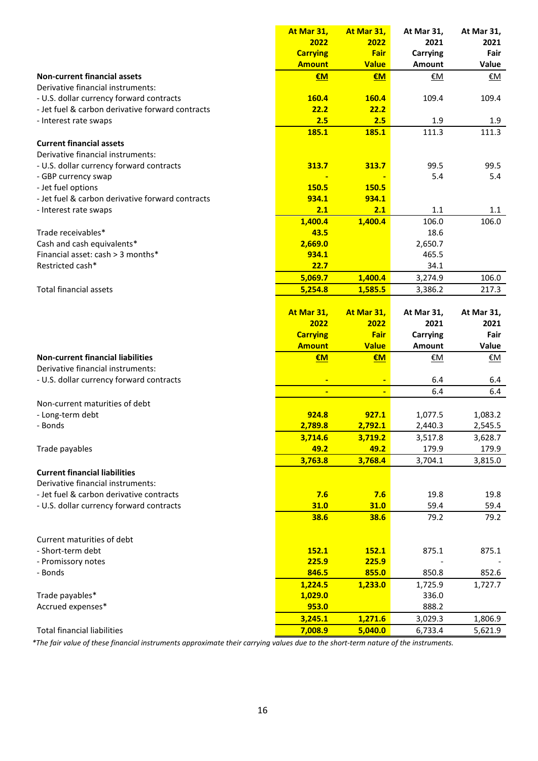| | At Mar 31, 2022 Carrying Amount | At Mar 31, 2022 Fair Value | At Mar 31, 2021 Carrying Amount | At Mar 31, 2021 Fair Value |
|---|---|---|---|---|
| **Non-current financial assets** | **€M** | **€M** | €M | €M |
| Derivative financial instruments: | | | | |
| - U.S. dollar currency forward contracts | **160.4** | **160.4** | 109.4 | 109.4 |
| - Jet fuel & carbon derivative forward contracts | **22.2** | **22.2** | | |
| - Interest rate swaps | **2.5** | **2.5** | 1.9 | 1.9 |
| | **185.1** | **185.1** | 111.3 | 111.3 |
| **Current financial assets** | | | | |
| Derivative financial instruments: | | | | |
| - U.S. dollar currency forward contracts | **313.7** | **313.7** | 99.5 | 99.5 |
| - GBP currency swap | **-** | **-** | 5.4 | 5.4 |
| - Jet fuel options | **150.5** | **150.5** | | |
| - Jet fuel & carbon derivative forward contracts | **934.1** | **934.1** | | |
| - Interest rate swaps | **2.1** | **2.1** | 1.1 | 1.1 |
| | **1,400.4** | **1,400.4** | 106.0 | 106.0 |
| Trade receivables* | **43.5** | | 18.6 | |
| Cash and cash equivalents* | **2,669.0** | | 2,650.7 | |
| Financial asset: cash > 3 months* | **934.1** | | 465.5 | |
| Restricted cash* | **22.7** | | 34.1 | |
| | **5,069.7** | **1,400.4** | 3,274.9 | 106.0 |
| Total financial assets | **5,254.8** | **1,585.5** | 3,386.2 | 217.3 |

| | At Mar 31, 2022 Carrying Amount | At Mar 31, 2022 Fair Value | At Mar 31, 2021 Carrying Amount | At Mar 31, 2021 Fair Value |
|---|---|---|---|---|
| **Non-current financial liabilities** | **€M** | **€M** | €M | €M |
| Derivative financial instruments: | | | | |
| - U.S. dollar currency forward contracts | **-** | **-** | 6.4 | 6.4 |
| | **-** | **-** | 6.4 | 6.4 |
| Non-current maturities of debt | | | | |
| - Long-term debt | **924.8** | **927.1** | 1,077.5 | 1,083.2 |
| - Bonds | **2,789.8** | **2,792.1** | 2,440.3 | 2,545.5 |
| | **3,714.6** | **3,719.2** | 3,517.8 | 3,628.7 |
| Trade payables | **49.2** | **49.2** | 179.9 | 179.9 |
| | **3,763.8** | **3,768.4** | 3,704.1 | 3,815.0 |
| **Current financial liabilities** | | | | |
| Derivative financial instruments: | | | | |
| - Jet fuel & carbon derivative contracts | **7.6** | **7.6** | 19.8 | 19.8 |
| - U.S. dollar currency forward contracts | **31.0** | **31.0** | 59.4 | 59.4 |
| | **38.6** | **38.6** | 79.2 | 79.2 |
| Current maturities of debt | | | | |
| - Short-term debt | **152.1** | **152.1** | 875.1 | 875.1 |
| - Promissory notes | **225.9** | **225.9** | - | - |
| - Bonds | **846.5** | **855.0** | 850.8 | 852.6 |
| | **1,224.5** | **1,233.0** | 1,725.9 | 1,727.7 |
| Trade payables* | **1,029.0** | | 336.0 | |
| Accrued expenses* | **953.0** | | 888.2 | |
| | **3,245.1** | **1,271.6** | 3,029.3 | 1,806.9 |
| Total financial liabilities | **7,008.9** | **5,040.0** | 6,733.4 | 5,621.9 |

*\*The fair value of these financial instruments approximate their carrying values due to the short-term nature of the instruments.*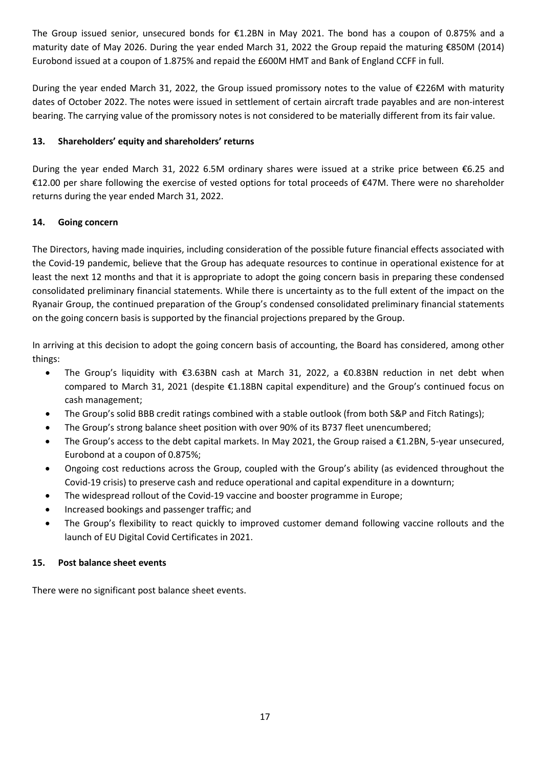The Group issued senior, unsecured bonds for €1.2BN in May 2021. The bond has a coupon of 0.875% and a maturity date of May 2026. During the year ended March 31, 2022 the Group repaid the maturing €850M (2014) Eurobond issued at a coupon of 1.875% and repaid the £600M HMT and Bank of England CCFF in full.

During the year ended March 31, 2022, the Group issued promissory notes to the value of €226M with maturity dates of October 2022. The notes were issued in settlement of certain aircraft trade payables and are non-interest bearing. The carrying value of the promissory notes is not considered to be materially different from its fair value.

## 13. Shareholders' equity and shareholders' returns

During the year ended March 31, 2022 6.5M ordinary shares were issued at a strike price between €6.25 and €12.00 per share following the exercise of vested options for total proceeds of €47M. There were no shareholder returns during the year ended March 31, 2022.

## 14. Going concern

The Directors, having made inquiries, including consideration of the possible future financial effects associated with the Covid-19 pandemic, believe that the Group has adequate resources to continue in operational existence for at least the next 12 months and that it is appropriate to adopt the going concern basis in preparing these condensed consolidated preliminary financial statements. While there is uncertainty as to the full extent of the impact on the Ryanair Group, the continued preparation of the Group's condensed consolidated preliminary financial statements on the going concern basis is supported by the financial projections prepared by the Group.

In arriving at this decision to adopt the going concern basis of accounting, the Board has considered, among other things:

- The Group's liquidity with €3.63BN cash at March 31, 2022, a €0.83BN reduction in net debt when compared to March 31, 2021 (despite €1.18BN capital expenditure) and the Group's continued focus on cash management;
- The Group's solid BBB credit ratings combined with a stable outlook (from both S&P and Fitch Ratings);
- The Group's strong balance sheet position with over 90% of its B737 fleet unencumbered;
- The Group's access to the debt capital markets. In May 2021, the Group raised a €1.2BN, 5-year unsecured, Eurobond at a coupon of 0.875%;
- Ongoing cost reductions across the Group, coupled with the Group's ability (as evidenced throughout the Covid-19 crisis) to preserve cash and reduce operational and capital expenditure in a downturn;
- The widespread rollout of the Covid-19 vaccine and booster programme in Europe;
- Increased bookings and passenger traffic; and
- The Group's flexibility to react quickly to improved customer demand following vaccine rollouts and the launch of EU Digital Covid Certificates in 2021.

## 15. Post balance sheet events

There were no significant post balance sheet events.